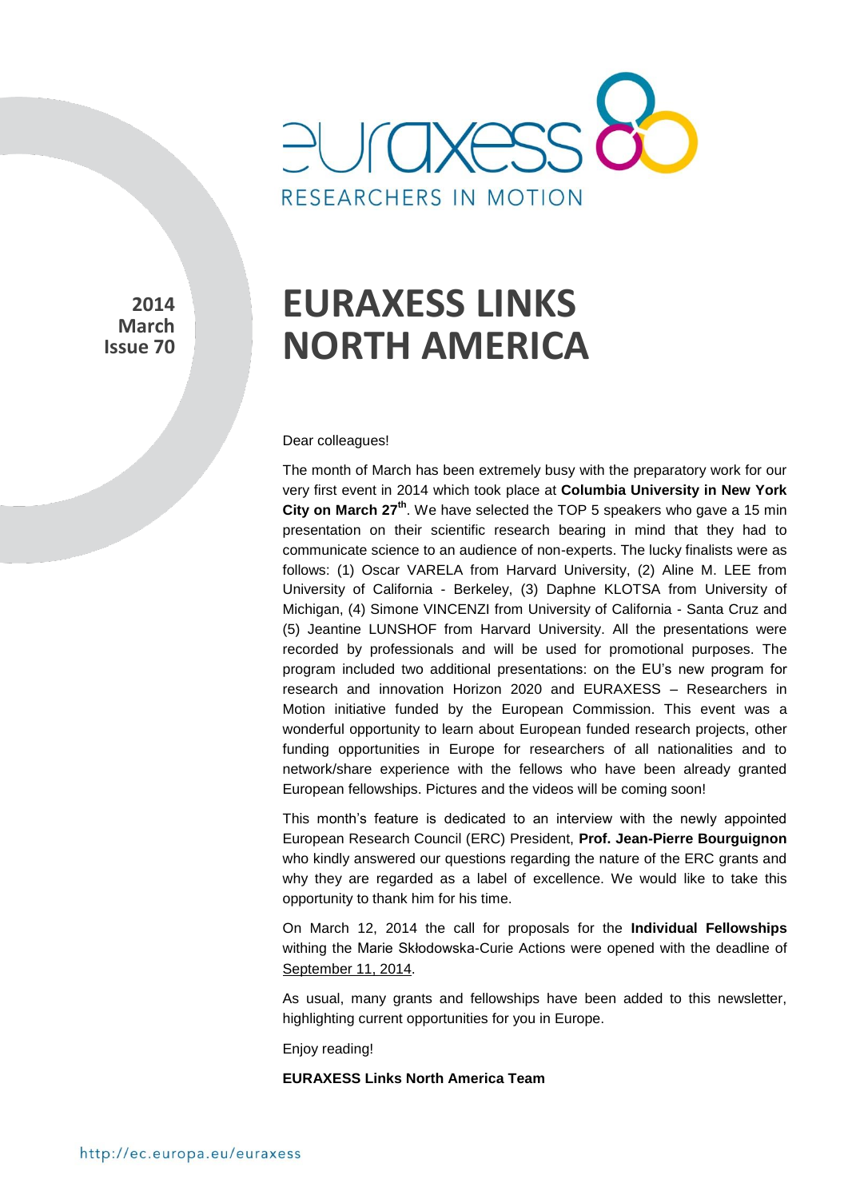euraxess
RESEARCHERS IN MOTION

**2014**
**March**
**Issue 70**

# EURAXESS LINKS NORTH AMERICA

Dear colleagues!

The month of March has been extremely busy with the preparatory work for our very first event in 2014 which took place at **Columbia University in New York City on March 27th**. We have selected the TOP 5 speakers who gave a 15 min presentation on their scientific research bearing in mind that they had to communicate science to an audience of non-experts. The lucky finalists were as follows: (1) Oscar VARELA from Harvard University, (2) Aline M. LEE from University of California - Berkeley, (3) Daphne KLOTSA from University of Michigan, (4) Simone VINCENZI from University of California - Santa Cruz and (5) Jeantine LUNSHOF from Harvard University. All the presentations were recorded by professionals and will be used for promotional purposes. The program included two additional presentations: on the EU's new program for research and innovation Horizon 2020 and EURAXESS – Researchers in Motion initiative funded by the European Commission. This event was a wonderful opportunity to learn about European funded research projects, other funding opportunities in Europe for researchers of all nationalities and to network/share experience with the fellows who have been already granted European fellowships. Pictures and the videos will be coming soon!

This month's feature is dedicated to an interview with the newly appointed European Research Council (ERC) President, **Prof. Jean-Pierre Bourguignon** who kindly answered our questions regarding the nature of the ERC grants and why they are regarded as a label of excellence. We would like to take this opportunity to thank him for his time.

On March 12, 2014 the call for proposals for the **Individual Fellowships** withing the Marie Skłodowska-Curie Actions were opened with the deadline of September 11, 2014.

As usual, many grants and fellowships have been added to this newsletter, highlighting current opportunities for you in Europe.

Enjoy reading!

**EURAXESS Links North America Team**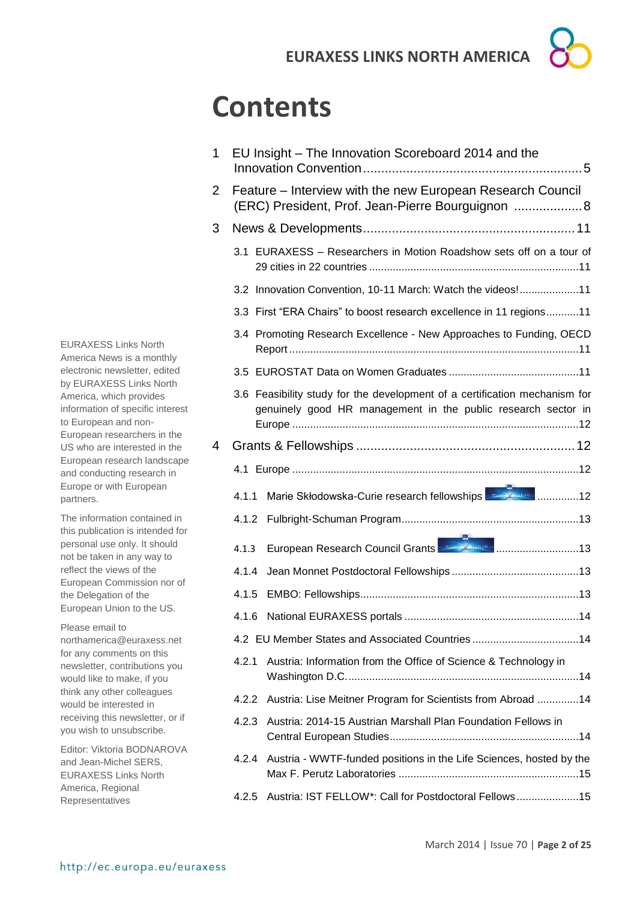# Contents

1 EU Insight – The Innovation Scoreboard 2014 and the Innovation Convention .......... 5

2 Feature – Interview with the new European Research Council (ERC) President, Prof. Jean-Pierre Bourguignon .......... 8

3 News & Developments .......... 11

- 3.1 EURAXESS – Researchers in Motion Roadshow sets off on a tour of 29 cities in 22 countries .......... 11
- 3.2 Innovation Convention, 10-11 March: Watch the videos! .......... 11
- 3.3 First “ERA Chairs” to boost research excellence in 11 regions .......... 11
- 3.4 Promoting Research Excellence - New Approaches to Funding, OECD Report .......... 11
- 3.5 EUROSTAT Data on Women Graduates .......... 11
- 3.6 Feasibility study for the development of a certification mechanism for genuinely good HR management in the public research sector in Europe .......... 12

4 Grants & Fellowships .......... 12

- 4.1 Europe .......... 12
  - 4.1.1 Marie Skłodowska-Curie research fellowships .......... 12
  - 4.1.2 Fulbright-Schuman Program .......... 13
  - 4.1.3 European Research Council Grants .......... 13
  - 4.1.4 Jean Monnet Postdoctoral Fellowships .......... 13
  - 4.1.5 EMBO: Fellowships .......... 13
  - 4.1.6 National EURAXESS portals .......... 14
- 4.2 EU Member States and Associated Countries .......... 14
  - 4.2.1 Austria: Information from the Office of Science & Technology in Washington D.C. .......... 14
  - 4.2.2 Austria: Lise Meitner Program for Scientists from Abroad .......... 14
  - 4.2.3 Austria: 2014-15 Austrian Marshall Plan Foundation Fellows in Central European Studies .......... 14
  - 4.2.4 Austria - WWTF-funded positions in the Life Sciences, hosted by the Max F. Perutz Laboratories .......... 15
  - 4.2.5 Austria: IST FELLOW*: Call for Postdoctoral Fellows .......... 15

EURAXESS Links North America News is a monthly electronic newsletter, edited by EURAXESS Links North America, which provides information of specific interest to European and non-European researchers in the US who are interested in the European research landscape and conducting research in Europe or with European partners.

The information contained in this publication is intended for personal use only. It should not be taken in any way to reflect the views of the European Commission nor of the Delegation of the European Union to the US.

Please email to northamerica@euraxess.net for any comments on this newsletter, contributions you would like to make, if you think any other colleagues would be interested in receiving this newsletter, or if you wish to unsubscribe.

Editor: Viktoria BODNAROVA and Jean-Michel SERS, EURAXESS Links North America, Regional Representatives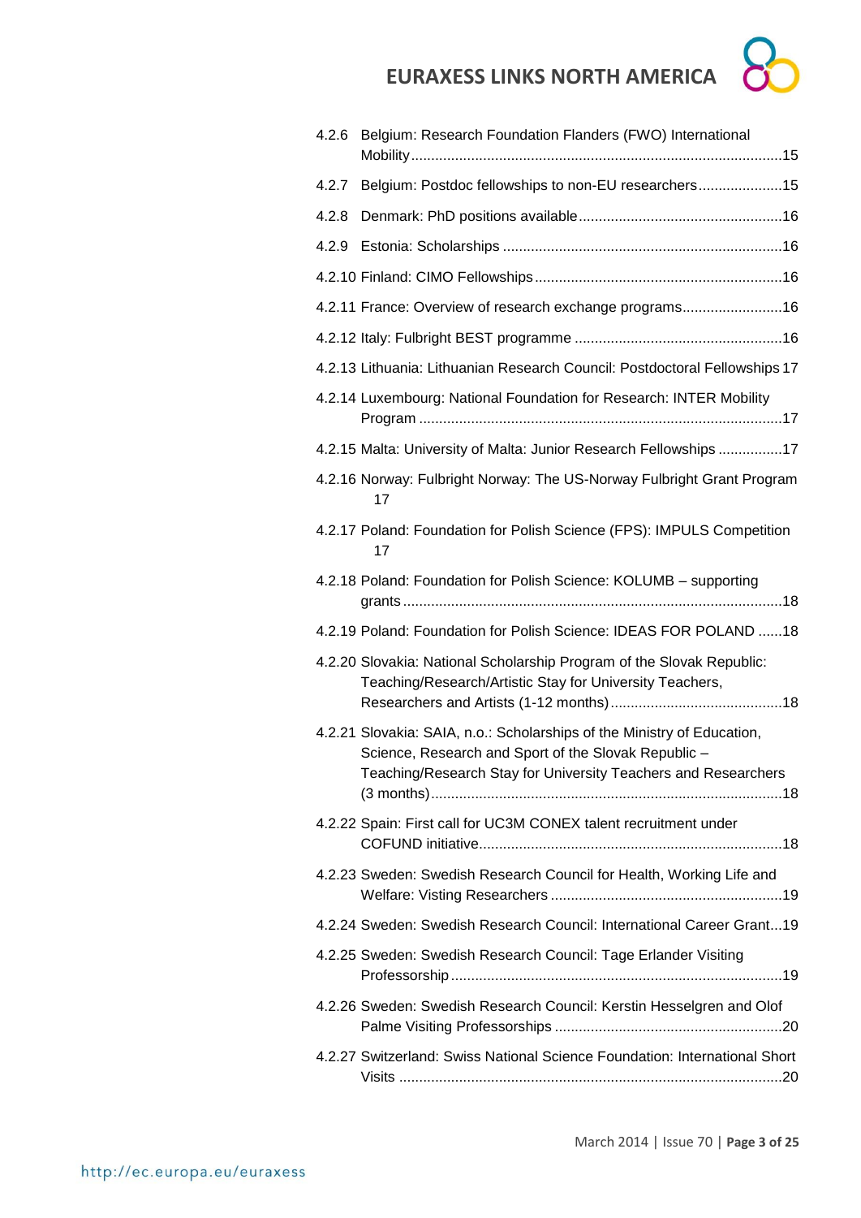4.2.6 Belgium: Research Foundation Flanders (FWO) International Mobility ........ 15

4.2.7 Belgium: Postdoc fellowships to non-EU researchers ........ 15

4.2.8 Denmark: PhD positions available ........ 16

4.2.9 Estonia: Scholarships ........ 16

4.2.10 Finland: CIMO Fellowships ........ 16

4.2.11 France: Overview of research exchange programs ........ 16

4.2.12 Italy: Fulbright BEST programme ........ 16

4.2.13 Lithuania: Lithuanian Research Council: Postdoctoral Fellowships 17

4.2.14 Luxembourg: National Foundation for Research: INTER Mobility Program ........ 17

4.2.15 Malta: University of Malta: Junior Research Fellowships ........ 17

4.2.16 Norway: Fulbright Norway: The US-Norway Fulbright Grant Program 17

4.2.17 Poland: Foundation for Polish Science (FPS): IMPULS Competition 17

4.2.18 Poland: Foundation for Polish Science: KOLUMB – supporting grants ........ 18

4.2.19 Poland: Foundation for Polish Science: IDEAS FOR POLAND ...... 18

4.2.20 Slovakia: National Scholarship Program of the Slovak Republic: Teaching/Research/Artistic Stay for University Teachers, Researchers and Artists (1-12 months) ........ 18

4.2.21 Slovakia: SAIA, n.o.: Scholarships of the Ministry of Education, Science, Research and Sport of the Slovak Republic – Teaching/Research Stay for University Teachers and Researchers (3 months) ........ 18

4.2.22 Spain: First call for UC3M CONEX talent recruitment under COFUND initiative ........ 18

4.2.23 Sweden: Swedish Research Council for Health, Working Life and Welfare: Visting Researchers ........ 19

4.2.24 Sweden: Swedish Research Council: International Career Grant ... 19

4.2.25 Sweden: Swedish Research Council: Tage Erlander Visiting Professorship ........ 19

4.2.26 Sweden: Swedish Research Council: Kerstin Hesselgren and Olof Palme Visiting Professorships ........ 20

4.2.27 Switzerland: Swiss National Science Foundation: International Short Visits ........ 20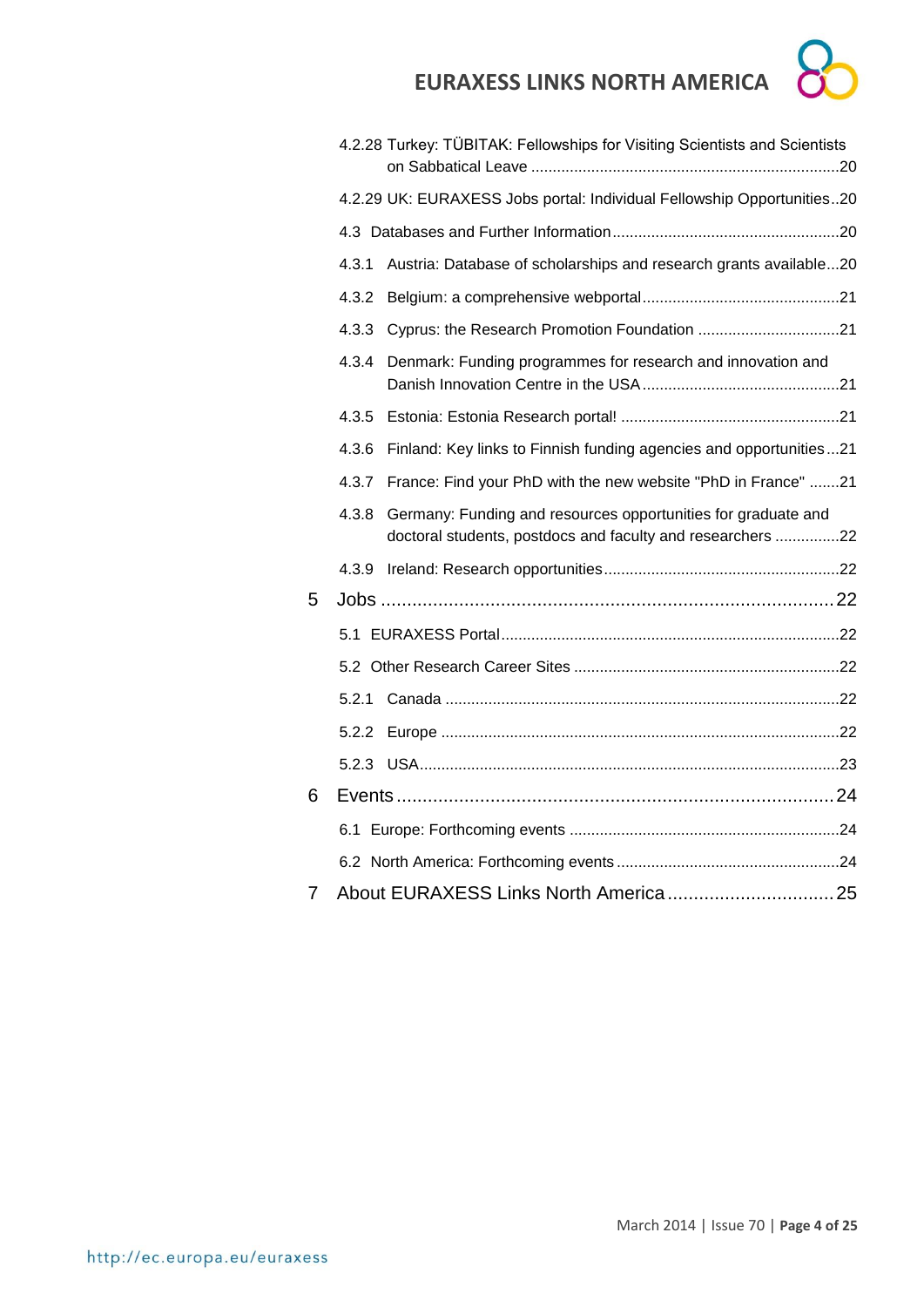4.2.28 Turkey: TÜBITAK: Fellowships for Visiting Scientists and Scientists on Sabbatical Leave ........................................................................20

4.2.29 UK: EURAXESS Jobs portal: Individual Fellowship Opportunities..20

4.3 Databases and Further Information ....................................................20

4.3.1 Austria: Database of scholarships and research grants available...20

4.3.2 Belgium: a comprehensive webportal.............................................21

4.3.3 Cyprus: the Research Promotion Foundation .................................21

4.3.4 Denmark: Funding programmes for research and innovation and Danish Innovation Centre in the USA .............................................21

4.3.5 Estonia: Estonia Research portal! ..................................................21

4.3.6 Finland: Key links to Finnish funding agencies and opportunities...21

4.3.7 France: Find your PhD with the new website "PhD in France" .......21

4.3.8 Germany: Funding and resources opportunities for graduate and doctoral students, postdocs and faculty and researchers ...............22

4.3.9 Ireland: Research opportunities......................................................22

5 Jobs ........................................................................................22

5.1 EURAXESS Portal..............................................................................22

5.2 Other Research Career Sites .............................................................22

5.2.1 Canada ...........................................................................................22

5.2.2 Europe ............................................................................................22

5.2.3 USA.................................................................................................23

6 Events .....................................................................................24

6.1 Europe: Forthcoming events ..............................................................24

6.2 North America: Forthcoming events ...................................................24

7 About EURAXESS Links North America ................................25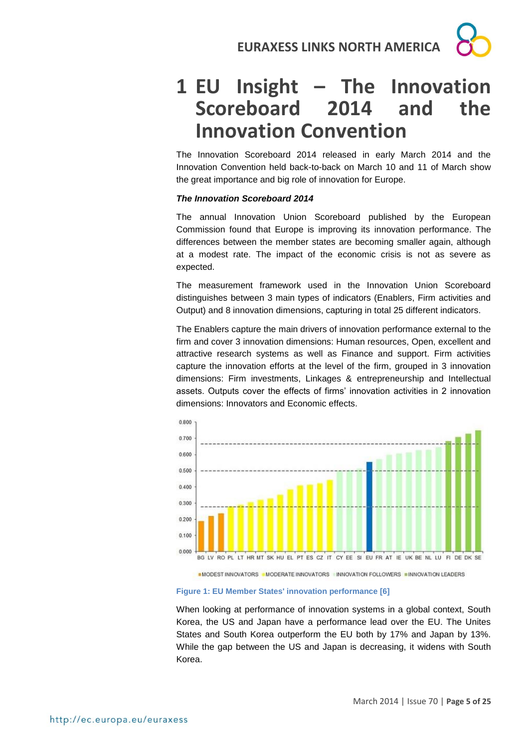# 1 EU Insight – The Innovation Scoreboard 2014 and the Innovation Convention

The Innovation Scoreboard 2014 released in early March 2014 and the Innovation Convention held back-to-back on March 10 and 11 of March show the great importance and big role of innovation for Europe.

***The Innovation Scoreboard 2014***

The annual Innovation Union Scoreboard published by the European Commission found that Europe is improving its innovation performance. The differences between the member states are becoming smaller again, although at a modest rate. The impact of the economic crisis is not as severe as expected.

The measurement framework used in the Innovation Union Scoreboard distinguishes between 3 main types of indicators (Enablers, Firm activities and Output) and 8 innovation dimensions, capturing in total 25 different indicators.

The Enablers capture the main drivers of innovation performance external to the firm and cover 3 innovation dimensions: Human resources, Open, excellent and attractive research systems as well as Finance and support. Firm activities capture the innovation efforts at the level of the firm, grouped in 3 innovation dimensions: Firm investments, Linkages & entrepreneurship and Intellectual assets. Outputs cover the effects of firms' innovation activities in 2 innovation dimensions: Innovators and Economic effects.

**Figure 1: EU Member States' innovation performance [6]**

When looking at performance of innovation systems in a global context, South Korea, the US and Japan have a performance lead over the EU. The Unites States and South Korea outperform the EU both by 17% and Japan by 13%. While the gap between the US and Japan is decreasing, it widens with South Korea.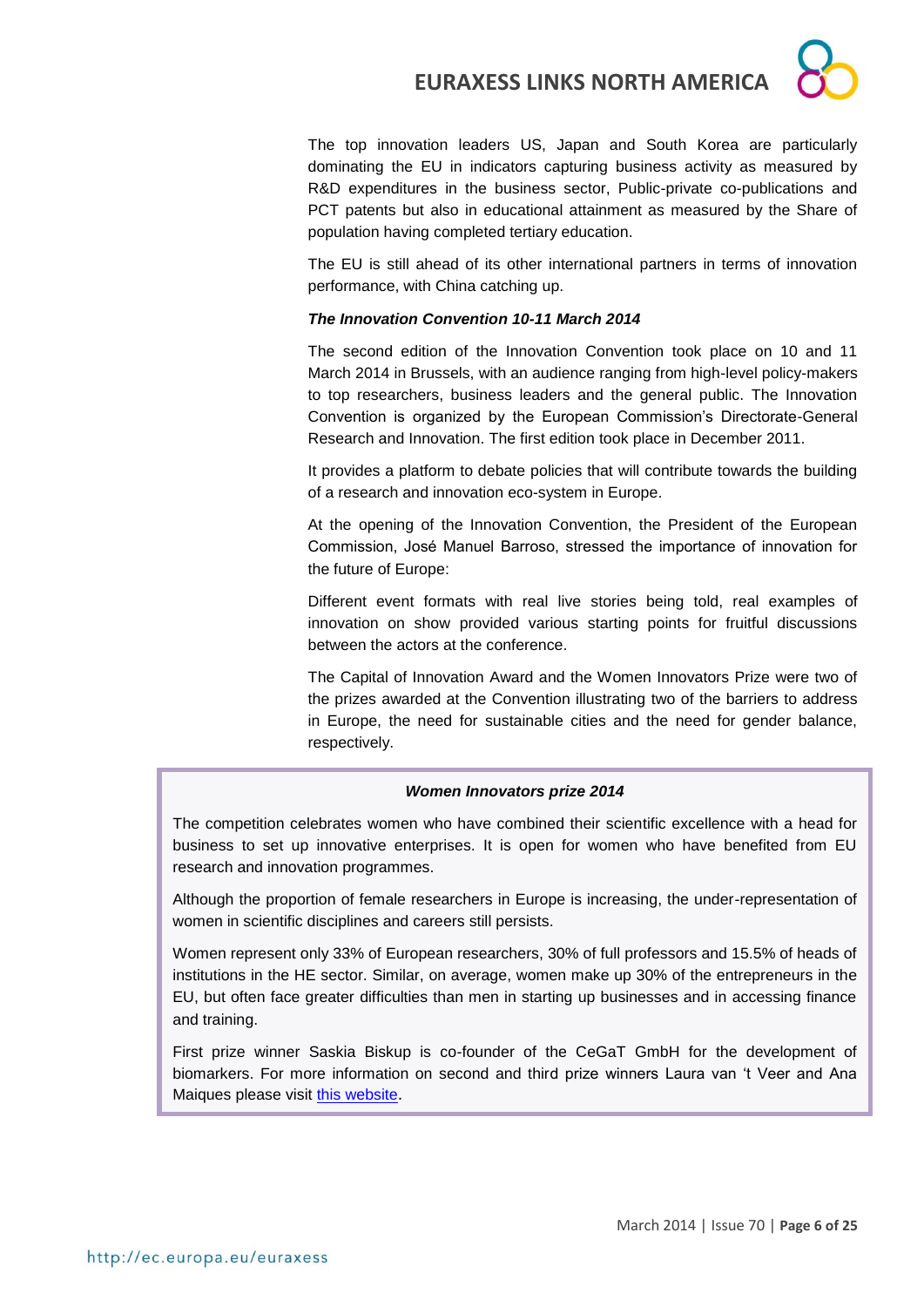The top innovation leaders US, Japan and South Korea are particularly dominating the EU in indicators capturing business activity as measured by R&D expenditures in the business sector, Public-private co-publications and PCT patents but also in educational attainment as measured by the Share of population having completed tertiary education.

The EU is still ahead of its other international partners in terms of innovation performance, with China catching up.

***The Innovation Convention 10-11 March 2014***

The second edition of the Innovation Convention took place on 10 and 11 March 2014 in Brussels, with an audience ranging from high-level policy-makers to top researchers, business leaders and the general public. The Innovation Convention is organized by the European Commission's Directorate-General Research and Innovation. The first edition took place in December 2011.

It provides a platform to debate policies that will contribute towards the building of a research and innovation eco-system in Europe.

At the opening of the Innovation Convention, the President of the European Commission, José Manuel Barroso, stressed the importance of innovation for the future of Europe:

Different event formats with real live stories being told, real examples of innovation on show provided various starting points for fruitful discussions between the actors at the conference.

The Capital of Innovation Award and the Women Innovators Prize were two of the prizes awarded at the Convention illustrating two of the barriers to address in Europe, the need for sustainable cities and the need for gender balance, respectively.

***Women Innovators prize 2014***

The competition celebrates women who have combined their scientific excellence with a head for business to set up innovative enterprises. It is open for women who have benefited from EU research and innovation programmes.

Although the proportion of female researchers in Europe is increasing, the under-representation of women in scientific disciplines and careers still persists.

Women represent only 33% of European researchers, 30% of full professors and 15.5% of heads of institutions in the HE sector. Similar, on average, women make up 30% of the entrepreneurs in the EU, but often face greater difficulties than men in starting up businesses and in accessing finance and training.

First prize winner Saskia Biskup is co-founder of the CeGaT GmbH for the development of biomarkers. For more information on second and third prize winners Laura van 't Veer and Ana Maiques please visit this website.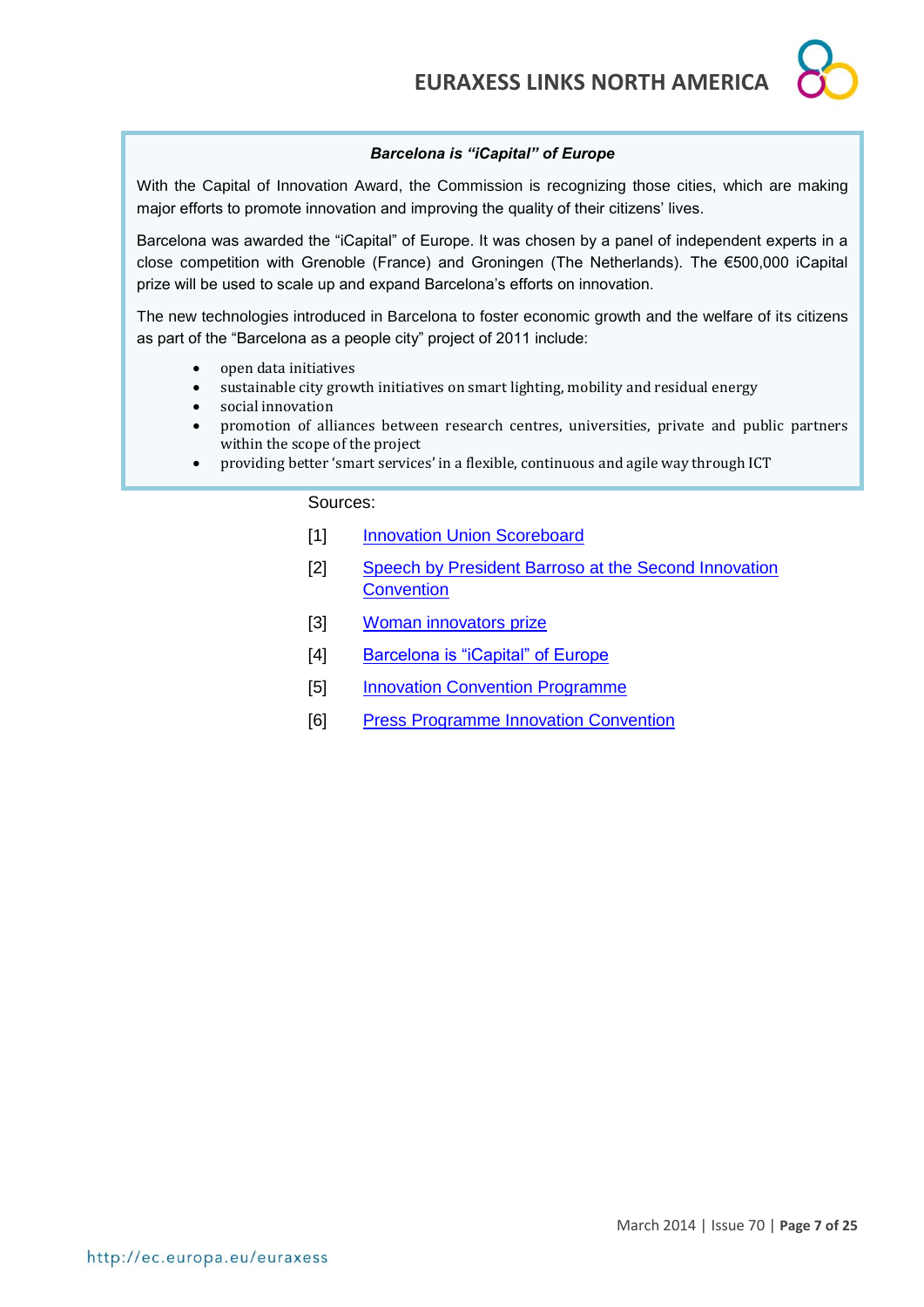### *Barcelona is "iCapital" of Europe*

With the Capital of Innovation Award, the Commission is recognizing those cities, which are making major efforts to promote innovation and improving the quality of their citizens' lives.

Barcelona was awarded the "iCapital" of Europe. It was chosen by a panel of independent experts in a close competition with Grenoble (France) and Groningen (The Netherlands). The €500,000 iCapital prize will be used to scale up and expand Barcelona's efforts on innovation.

The new technologies introduced in Barcelona to foster economic growth and the welfare of its citizens as part of the "Barcelona as a people city" project of 2011 include:

- open data initiatives
- sustainable city growth initiatives on smart lighting, mobility and residual energy
- social innovation
- promotion of alliances between research centres, universities, private and public partners within the scope of the project
- providing better 'smart services' in a flexible, continuous and agile way through ICT

Sources:

[1] Innovation Union Scoreboard

[2] Speech by President Barroso at the Second Innovation Convention

[3] Woman innovators prize

[4] Barcelona is "iCapital" of Europe

[5] Innovation Convention Programme

[6] Press Programme Innovation Convention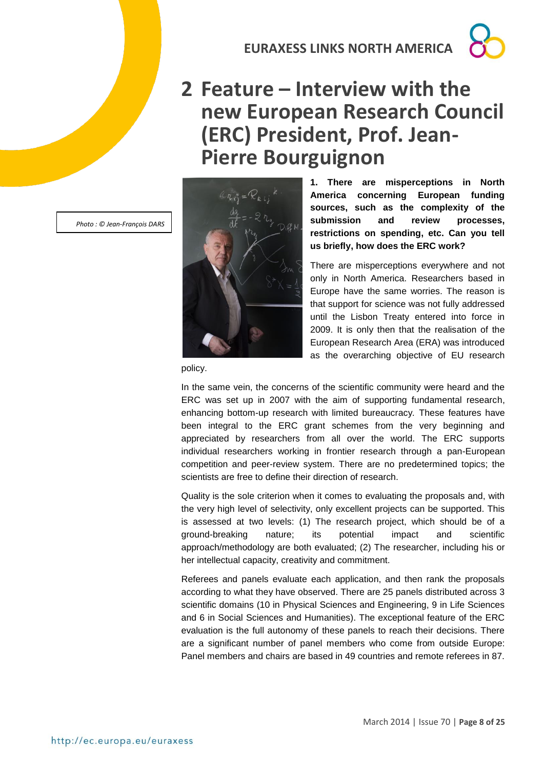# 2 Feature – Interview with the new European Research Council (ERC) President, Prof. Jean-Pierre Bourguignon

*Photo : © Jean-François DARS*

**1. There are misperceptions in North America concerning European funding sources, such as the complexity of the submission and review processes, restrictions on spending, etc. Can you tell us briefly, how does the ERC work?**

There are misperceptions everywhere and not only in North America. Researchers based in Europe have the same worries. The reason is that support for science was not fully addressed until the Lisbon Treaty entered into force in 2009. It is only then that the realisation of the European Research Area (ERA) was introduced as the overarching objective of EU research policy.

In the same vein, the concerns of the scientific community were heard and the ERC was set up in 2007 with the aim of supporting fundamental research, enhancing bottom-up research with limited bureaucracy. These features have been integral to the ERC grant schemes from the very beginning and appreciated by researchers from all over the world. The ERC supports individual researchers working in frontier research through a pan-European competition and peer-review system. There are no predetermined topics; the scientists are free to define their direction of research.

Quality is the sole criterion when it comes to evaluating the proposals and, with the very high level of selectivity, only excellent projects can be supported. This is assessed at two levels: (1) The research project, which should be of a ground-breaking nature; its potential impact and scientific approach/methodology are both evaluated; (2) The researcher, including his or her intellectual capacity, creativity and commitment.

Referees and panels evaluate each application, and then rank the proposals according to what they have observed. There are 25 panels distributed across 3 scientific domains (10 in Physical Sciences and Engineering, 9 in Life Sciences and 6 in Social Sciences and Humanities). The exceptional feature of the ERC evaluation is the full autonomy of these panels to reach their decisions. There are a significant number of panel members who come from outside Europe: Panel members and chairs are based in 49 countries and remote referees in 87.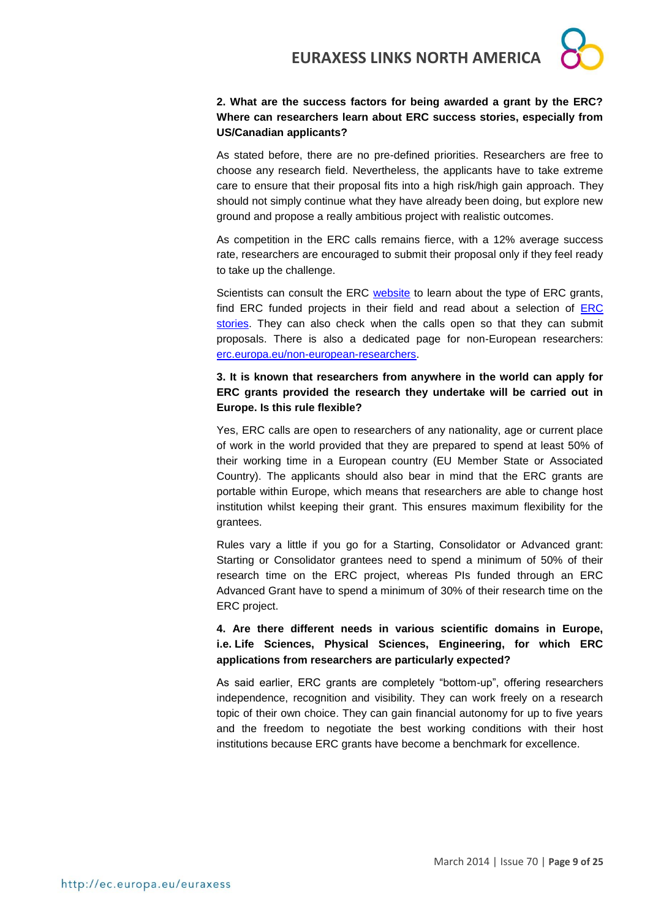**2. What are the success factors for being awarded a grant by the ERC? Where can researchers learn about ERC success stories, especially from US/Canadian applicants?**

As stated before, there are no pre-defined priorities. Researchers are free to choose any research field. Nevertheless, the applicants have to take extreme care to ensure that their proposal fits into a high risk/high gain approach. They should not simply continue what they have already been doing, but explore new ground and propose a really ambitious project with realistic outcomes.

As competition in the ERC calls remains fierce, with a 12% average success rate, researchers are encouraged to submit their proposal only if they feel ready to take up the challenge.

Scientists can consult the ERC website to learn about the type of ERC grants, find ERC funded projects in their field and read about a selection of ERC stories. They can also check when the calls open so that they can submit proposals. There is also a dedicated page for non-European researchers: erc.europa.eu/non-european-researchers.

**3. It is known that researchers from anywhere in the world can apply for ERC grants provided the research they undertake will be carried out in Europe. Is this rule flexible?**

Yes, ERC calls are open to researchers of any nationality, age or current place of work in the world provided that they are prepared to spend at least 50% of their working time in a European country (EU Member State or Associated Country). The applicants should also bear in mind that the ERC grants are portable within Europe, which means that researchers are able to change host institution whilst keeping their grant. This ensures maximum flexibility for the grantees.

Rules vary a little if you go for a Starting, Consolidator or Advanced grant: Starting or Consolidator grantees need to spend a minimum of 50% of their research time on the ERC project, whereas PIs funded through an ERC Advanced Grant have to spend a minimum of 30% of their research time on the ERC project.

**4. Are there different needs in various scientific domains in Europe, i.e. Life Sciences, Physical Sciences, Engineering, for which ERC applications from researchers are particularly expected?**

As said earlier, ERC grants are completely "bottom-up", offering researchers independence, recognition and visibility. They can work freely on a research topic of their own choice. They can gain financial autonomy for up to five years and the freedom to negotiate the best working conditions with their host institutions because ERC grants have become a benchmark for excellence.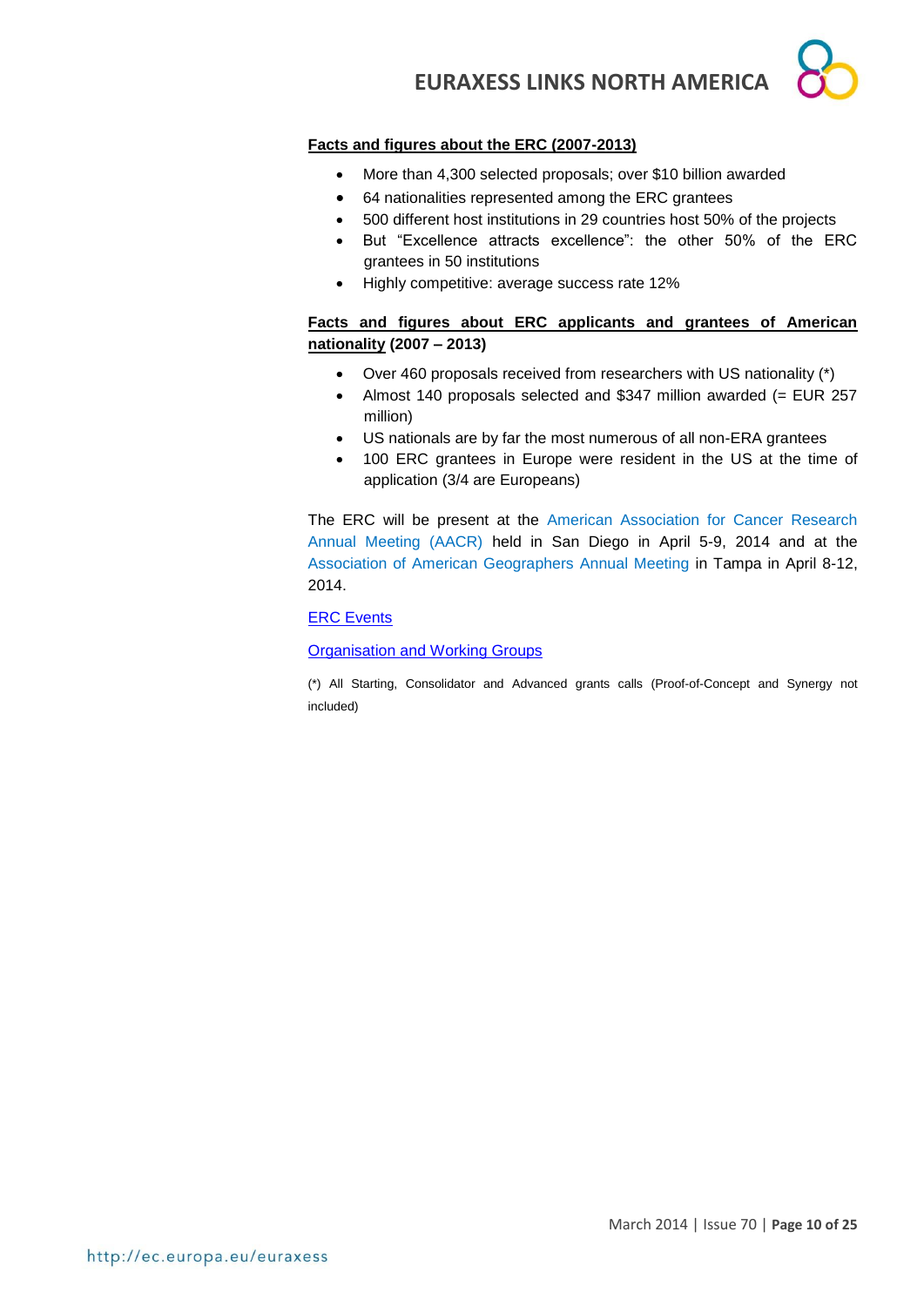**Facts and figures about the ERC (2007-2013)**

- More than 4,300 selected proposals; over $10 billion awarded
- 64 nationalities represented among the ERC grantees
- 500 different host institutions in 29 countries host 50% of the projects
- But "Excellence attracts excellence": the other 50% of the ERC grantees in 50 institutions
- Highly competitive: average success rate 12%

**Facts and figures about ERC applicants and grantees of American nationality (2007 – 2013)**

- Over 460 proposals received from researchers with US nationality (*)
- Almost 140 proposals selected and $347 million awarded (= EUR 257 million)
- US nationals are by far the most numerous of all non-ERA grantees
- 100 ERC grantees in Europe were resident in the US at the time of application (3/4 are Europeans)

The ERC will be present at the American Association for Cancer Research Annual Meeting (AACR) held in San Diego in April 5-9, 2014 and at the Association of American Geographers Annual Meeting in Tampa in April 8-12, 2014.

ERC Events

Organisation and Working Groups

(*) All Starting, Consolidator and Advanced grants calls (Proof-of-Concept and Synergy not included)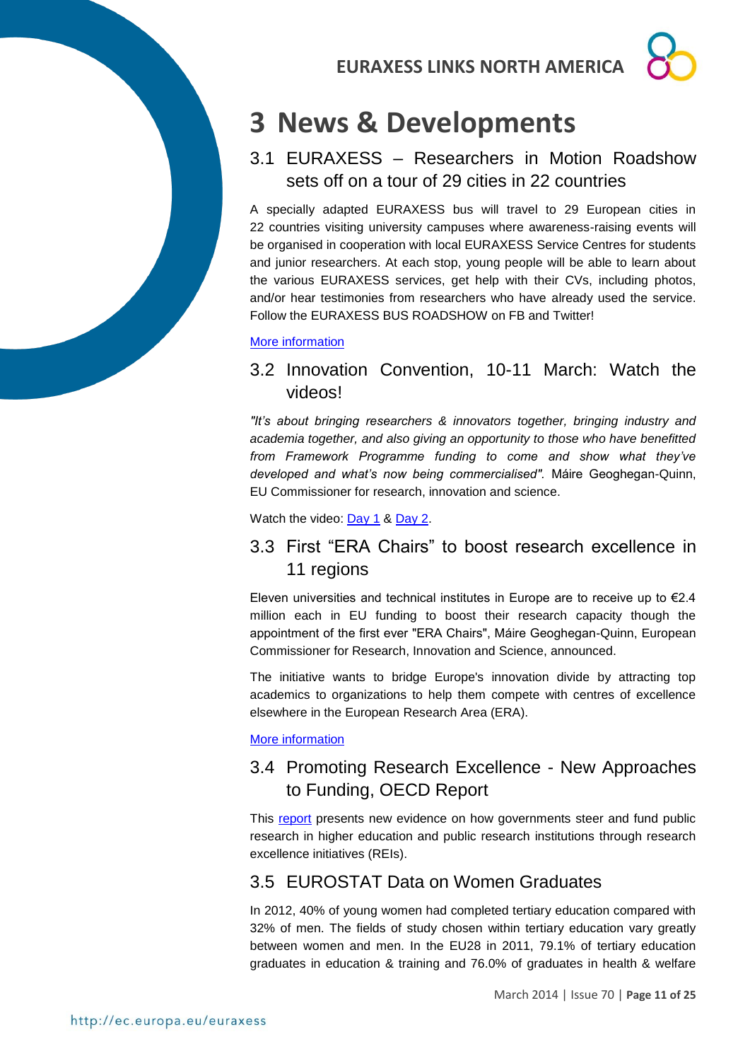# 3 News & Developments

## 3.1 EURAXESS – Researchers in Motion Roadshow sets off on a tour of 29 cities in 22 countries

A specially adapted EURAXESS bus will travel to 29 European cities in 22 countries visiting university campuses where awareness-raising events will be organised in cooperation with local EURAXESS Service Centres for students and junior researchers. At each stop, young people will be able to learn about the various EURAXESS services, get help with their CVs, including photos, and/or hear testimonies from researchers who have already used the service. Follow the EURAXESS BUS ROADSHOW on FB and Twitter!

More information

## 3.2 Innovation Convention, 10-11 March: Watch the videos!

*"It's about bringing researchers & innovators together, bringing industry and academia together, and also giving an opportunity to those who have benefitted from Framework Programme funding to come and show what they've developed and what's now being commercialised".* Máire Geoghegan-Quinn, EU Commissioner for research, innovation and science.

Watch the video: Day 1 & Day 2.

## 3.3 First "ERA Chairs" to boost research excellence in 11 regions

Eleven universities and technical institutes in Europe are to receive up to €2.4 million each in EU funding to boost their research capacity though the appointment of the first ever "ERA Chairs", Máire Geoghegan-Quinn, European Commissioner for Research, Innovation and Science, announced.

The initiative wants to bridge Europe's innovation divide by attracting top academics to organizations to help them compete with centres of excellence elsewhere in the European Research Area (ERA).

More information

## 3.4 Promoting Research Excellence - New Approaches to Funding, OECD Report

This report presents new evidence on how governments steer and fund public research in higher education and public research institutions through research excellence initiatives (REIs).

## 3.5 EUROSTAT Data on Women Graduates

In 2012, 40% of young women had completed tertiary education compared with 32% of men. The fields of study chosen within tertiary education vary greatly between women and men. In the EU28 in 2011, 79.1% of tertiary education graduates in education & training and 76.0% of graduates in health & welfare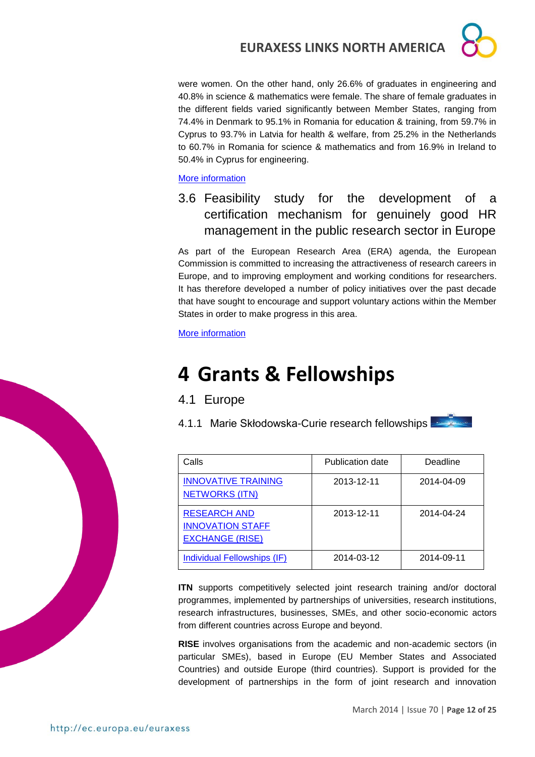were women. On the other hand, only 26.6% of graduates in engineering and 40.8% in science & mathematics were female. The share of female graduates in the different fields varied significantly between Member States, ranging from 74.4% in Denmark to 95.1% in Romania for education & training, from 59.7% in Cyprus to 93.7% in Latvia for health & welfare, from 25.2% in the Netherlands to 60.7% in Romania for science & mathematics and from 16.9% in Ireland to 50.4% in Cyprus for engineering.

More information

### 3.6 Feasibility study for the development of a certification mechanism for genuinely good HR management in the public research sector in Europe

As part of the European Research Area (ERA) agenda, the European Commission is committed to increasing the attractiveness of research careers in Europe, and to improving employment and working conditions for researchers. It has therefore developed a number of policy initiatives over the past decade that have sought to encourage and support voluntary actions within the Member States in order to make progress in this area.

More information

# 4 Grants & Fellowships

## 4.1 Europe

### 4.1.1 Marie Skłodowska-Curie research fellowships

| Calls | Publication date | Deadline |
|---|---|---|
| INNOVATIVE TRAINING NETWORKS (ITN) | 2013-12-11 | 2014-04-09 |
| RESEARCH AND INNOVATION STAFF EXCHANGE (RISE) | 2013-12-11 | 2014-04-24 |
| Individual Fellowships (IF) | 2014-03-12 | 2014-09-11 |

**ITN** supports competitively selected joint research training and/or doctoral programmes, implemented by partnerships of universities, research institutions, research infrastructures, businesses, SMEs, and other socio-economic actors from different countries across Europe and beyond.

**RISE** involves organisations from the academic and non-academic sectors (in particular SMEs), based in Europe (EU Member States and Associated Countries) and outside Europe (third countries). Support is provided for the development of partnerships in the form of joint research and innovation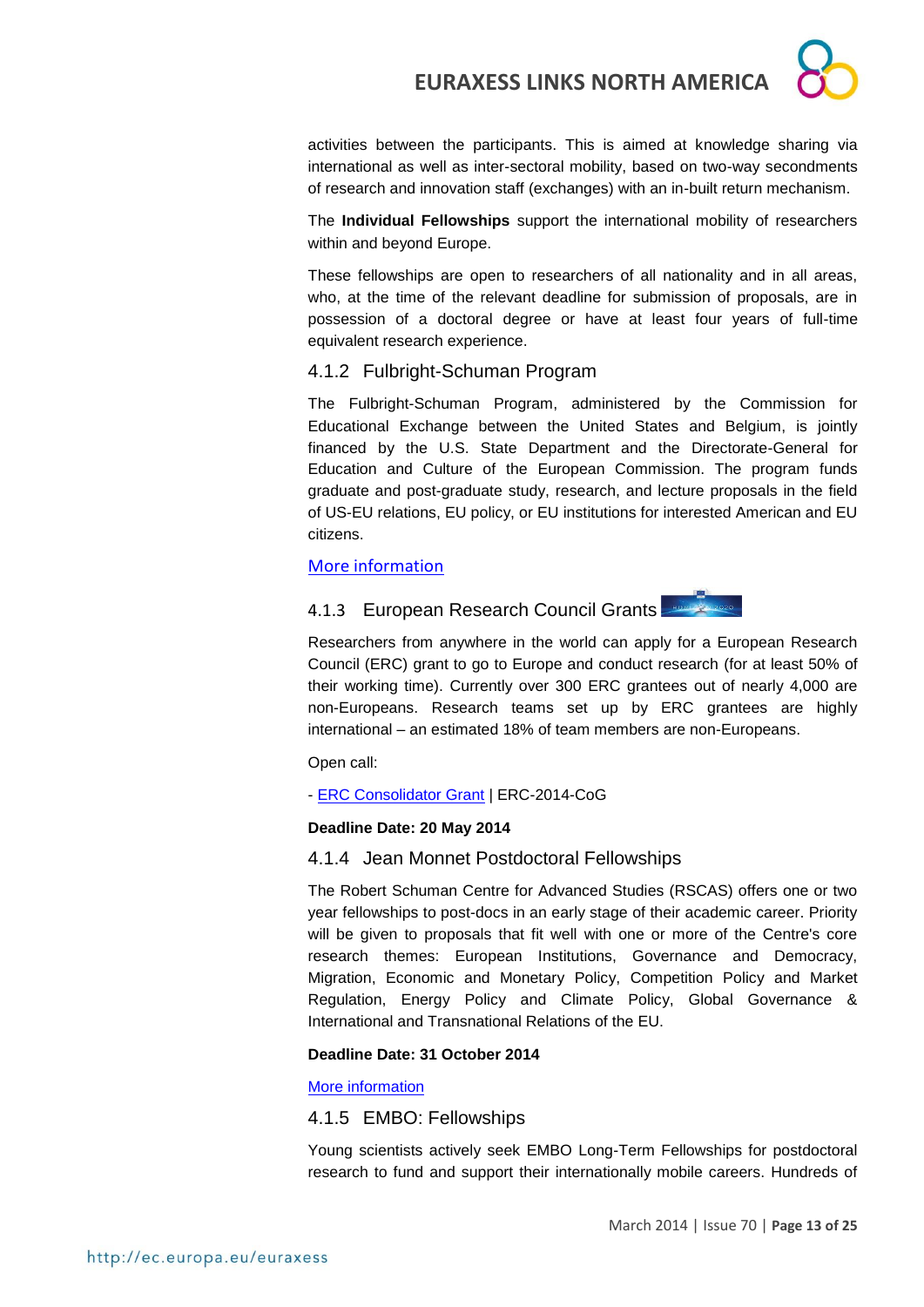activities between the participants. This is aimed at knowledge sharing via international as well as inter-sectoral mobility, based on two-way secondments of research and innovation staff (exchanges) with an in-built return mechanism.

The **Individual Fellowships** support the international mobility of researchers within and beyond Europe.

These fellowships are open to researchers of all nationality and in all areas, who, at the time of the relevant deadline for submission of proposals, are in possession of a doctoral degree or have at least four years of full-time equivalent research experience.

### 4.1.2 Fulbright-Schuman Program

The Fulbright-Schuman Program, administered by the Commission for Educational Exchange between the United States and Belgium, is jointly financed by the U.S. State Department and the Directorate-General for Education and Culture of the European Commission. The program funds graduate and post-graduate study, research, and lecture proposals in the field of US-EU relations, EU policy, or EU institutions for interested American and EU citizens.

[More information]

### 4.1.3 European Research Council Grants

Researchers from anywhere in the world can apply for a European Research Council (ERC) grant to go to Europe and conduct research (for at least 50% of their working time). Currently over 300 ERC grantees out of nearly 4,000 are non-Europeans. Research teams set up by ERC grantees are highly international – an estimated 18% of team members are non-Europeans.

Open call:

- [ERC Consolidator Grant] | ERC-2014-CoG

**Deadline Date: 20 May 2014**

### 4.1.4 Jean Monnet Postdoctoral Fellowships

The Robert Schuman Centre for Advanced Studies (RSCAS) offers one or two year fellowships to post-docs in an early stage of their academic career. Priority will be given to proposals that fit well with one or more of the Centre's core research themes: European Institutions, Governance and Democracy, Migration, Economic and Monetary Policy, Competition Policy and Market Regulation, Energy Policy and Climate Policy, Global Governance & International and Transnational Relations of the EU.

**Deadline Date: 31 October 2014**

[More information]

### 4.1.5 EMBO: Fellowships

Young scientists actively seek EMBO Long-Term Fellowships for postdoctoral research to fund and support their internationally mobile careers. Hundreds of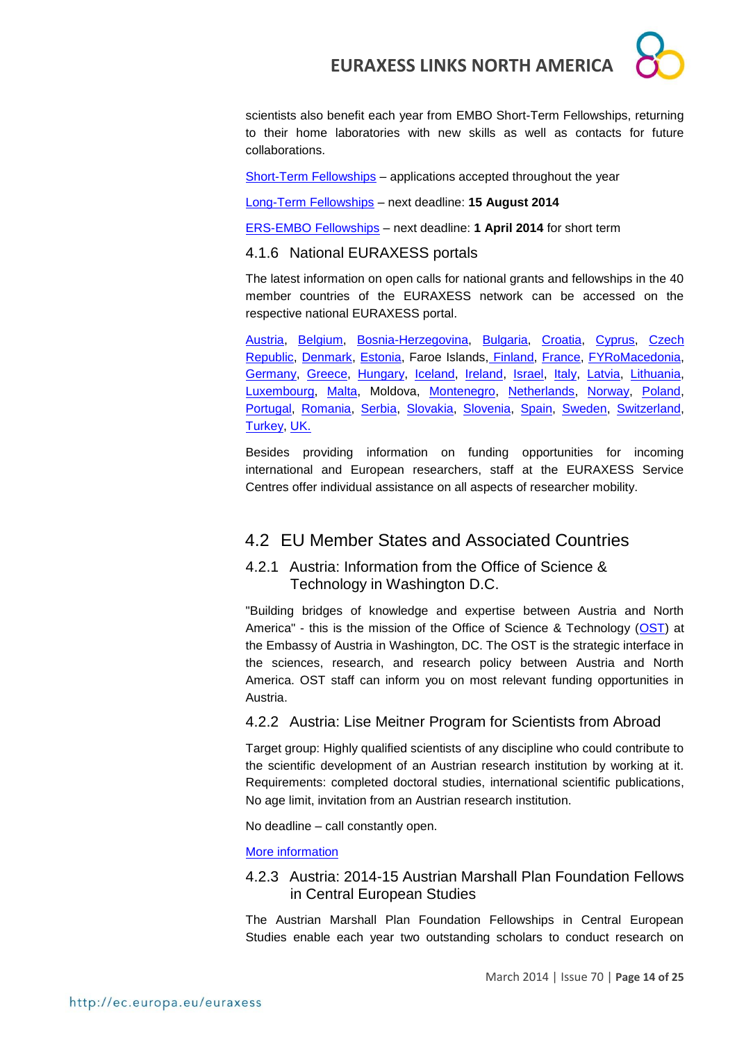scientists also benefit each year from EMBO Short-Term Fellowships, returning to their home laboratories with new skills as well as contacts for future collaborations.

Short-Term Fellowships – applications accepted throughout the year

Long-Term Fellowships – next deadline: **15 August 2014**

ERS-EMBO Fellowships – next deadline: **1 April 2014** for short term

### 4.1.6 National EURAXESS portals

The latest information on open calls for national grants and fellowships in the 40 member countries of the EURAXESS network can be accessed on the respective national EURAXESS portal.

Austria, Belgium, Bosnia-Herzegovina, Bulgaria, Croatia, Cyprus, Czech Republic, Denmark, Estonia, Faroe Islands, Finland, France, FYRoMacedonia, Germany, Greece, Hungary, Iceland, Ireland, Israel, Italy, Latvia, Lithuania, Luxembourg, Malta, Moldova, Montenegro, Netherlands, Norway, Poland, Portugal, Romania, Serbia, Slovakia, Slovenia, Spain, Sweden, Switzerland, Turkey, UK.

Besides providing information on funding opportunities for incoming international and European researchers, staff at the EURAXESS Service Centres offer individual assistance on all aspects of researcher mobility.

## 4.2 EU Member States and Associated Countries

### 4.2.1 Austria: Information from the Office of Science & Technology in Washington D.C.

"Building bridges of knowledge and expertise between Austria and North America" - this is the mission of the Office of Science & Technology (OST) at the Embassy of Austria in Washington, DC. The OST is the strategic interface in the sciences, research, and research policy between Austria and North America. OST staff can inform you on most relevant funding opportunities in Austria.

### 4.2.2 Austria: Lise Meitner Program for Scientists from Abroad

Target group: Highly qualified scientists of any discipline who could contribute to the scientific development of an Austrian research institution by working at it. Requirements: completed doctoral studies, international scientific publications, No age limit, invitation from an Austrian research institution.

No deadline – call constantly open.

More information

### 4.2.3 Austria: 2014-15 Austrian Marshall Plan Foundation Fellows in Central European Studies

The Austrian Marshall Plan Foundation Fellowships in Central European Studies enable each year two outstanding scholars to conduct research on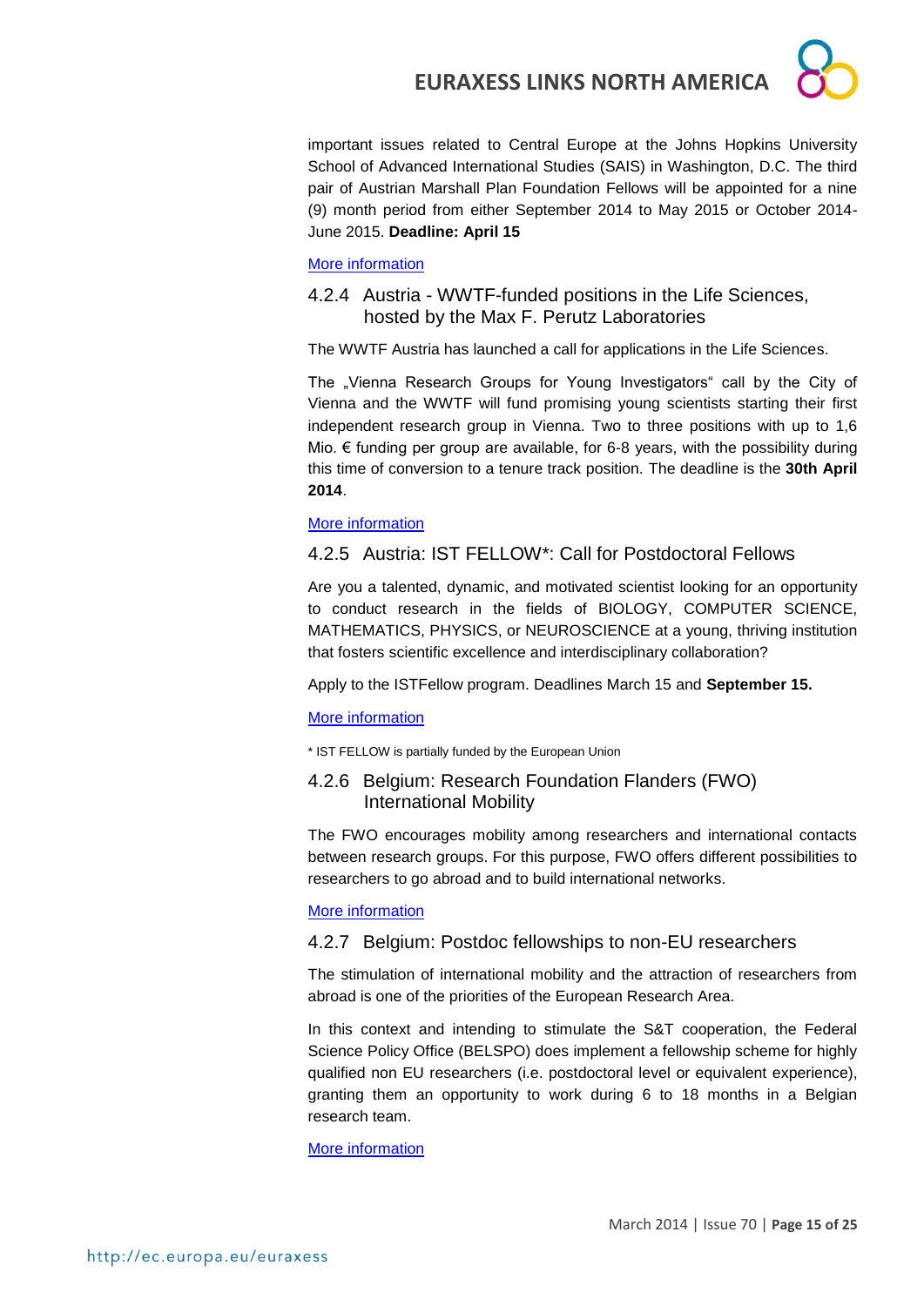important issues related to Central Europe at the Johns Hopkins University School of Advanced International Studies (SAIS) in Washington, D.C. The third pair of Austrian Marshall Plan Foundation Fellows will be appointed for a nine (9) month period from either September 2014 to May 2015 or October 2014-June 2015. **Deadline: April 15**

More information

### 4.2.4 Austria - WWTF-funded positions in the Life Sciences, hosted by the Max F. Perutz Laboratories

The WWTF Austria has launched a call for applications in the Life Sciences.

The „Vienna Research Groups for Young Investigators" call by the City of Vienna and the WWTF will fund promising young scientists starting their first independent research group in Vienna. Two to three positions with up to 1,6 Mio. € funding per group are available, for 6-8 years, with the possibility during this time of conversion to a tenure track position. The deadline is the **30th April 2014**.

More information

### 4.2.5 Austria: IST FELLOW*: Call for Postdoctoral Fellows

Are you a talented, dynamic, and motivated scientist looking for an opportunity to conduct research in the fields of BIOLOGY, COMPUTER SCIENCE, MATHEMATICS, PHYSICS, or NEUROSCIENCE at a young, thriving institution that fosters scientific excellence and interdisciplinary collaboration?

Apply to the ISTFellow program. Deadlines March 15 and **September 15.**

More information

* IST FELLOW is partially funded by the European Union

### 4.2.6 Belgium: Research Foundation Flanders (FWO) International Mobility

The FWO encourages mobility among researchers and international contacts between research groups. For this purpose, FWO offers different possibilities to researchers to go abroad and to build international networks.

More information

### 4.2.7 Belgium: Postdoc fellowships to non-EU researchers

The stimulation of international mobility and the attraction of researchers from abroad is one of the priorities of the European Research Area.

In this context and intending to stimulate the S&T cooperation, the Federal Science Policy Office (BELSPO) does implement a fellowship scheme for highly qualified non EU researchers (i.e. postdoctoral level or equivalent experience), granting them an opportunity to work during 6 to 18 months in a Belgian research team.

More information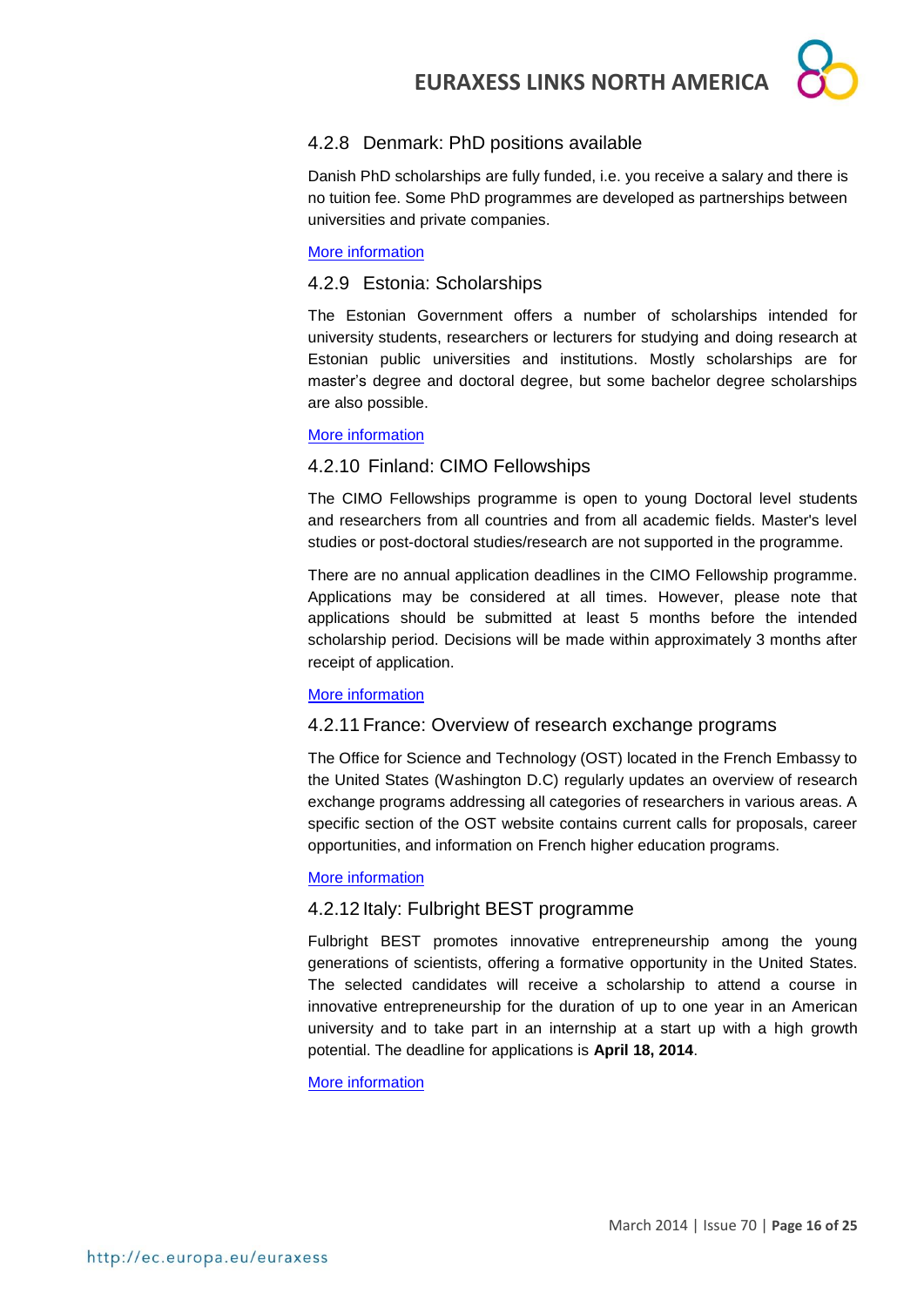### 4.2.8 Denmark: PhD positions available

Danish PhD scholarships are fully funded, i.e. you receive a salary and there is no tuition fee. Some PhD programmes are developed as partnerships between universities and private companies.

More information

### 4.2.9 Estonia: Scholarships

The Estonian Government offers a number of scholarships intended for university students, researchers or lecturers for studying and doing research at Estonian public universities and institutions. Mostly scholarships are for master's degree and doctoral degree, but some bachelor degree scholarships are also possible.

More information

### 4.2.10 Finland: CIMO Fellowships

The CIMO Fellowships programme is open to young Doctoral level students and researchers from all countries and from all academic fields. Master's level studies or post-doctoral studies/research are not supported in the programme.

There are no annual application deadlines in the CIMO Fellowship programme. Applications may be considered at all times. However, please note that applications should be submitted at least 5 months before the intended scholarship period. Decisions will be made within approximately 3 months after receipt of application.

More information

### 4.2.11 France: Overview of research exchange programs

The Office for Science and Technology (OST) located in the French Embassy to the United States (Washington D.C) regularly updates an overview of research exchange programs addressing all categories of researchers in various areas. A specific section of the OST website contains current calls for proposals, career opportunities, and information on French higher education programs.

More information

### 4.2.12 Italy: Fulbright BEST programme

Fulbright BEST promotes innovative entrepreneurship among the young generations of scientists, offering a formative opportunity in the United States. The selected candidates will receive a scholarship to attend a course in innovative entrepreneurship for the duration of up to one year in an American university and to take part in an internship at a start up with a high growth potential. The deadline for applications is **April 18, 2014**.

More information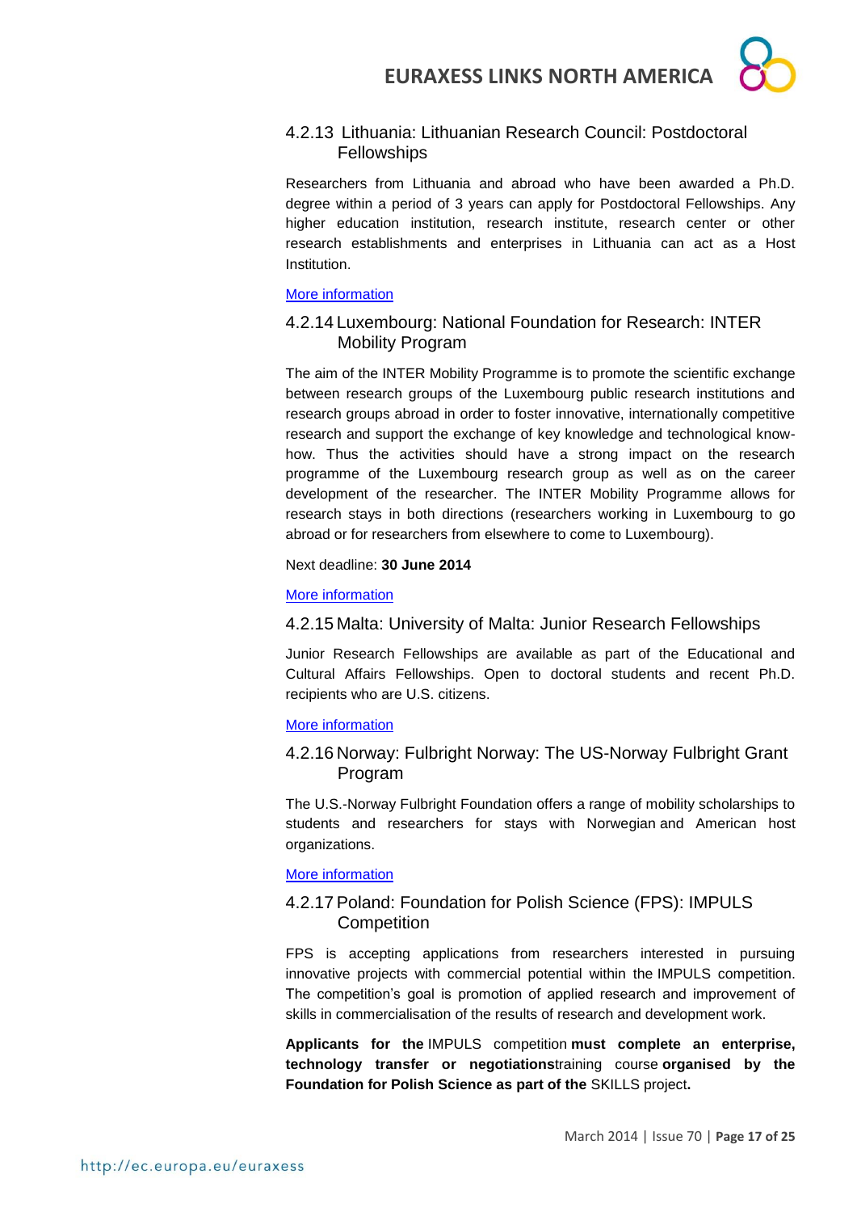### 4.2.13 Lithuania: Lithuanian Research Council: Postdoctoral Fellowships

Researchers from Lithuania and abroad who have been awarded a Ph.D. degree within a period of 3 years can apply for Postdoctoral Fellowships. Any higher education institution, research institute, research center or other research establishments and enterprises in Lithuania can act as a Host Institution.

More information

### 4.2.14 Luxembourg: National Foundation for Research: INTER Mobility Program

The aim of the INTER Mobility Programme is to promote the scientific exchange between research groups of the Luxembourg public research institutions and research groups abroad in order to foster innovative, internationally competitive research and support the exchange of key knowledge and technological know-how. Thus the activities should have a strong impact on the research programme of the Luxembourg research group as well as on the career development of the researcher. The INTER Mobility Programme allows for research stays in both directions (researchers working in Luxembourg to go abroad or for researchers from elsewhere to come to Luxembourg).

Next deadline: **30 June 2014**

More information

### 4.2.15 Malta: University of Malta: Junior Research Fellowships

Junior Research Fellowships are available as part of the Educational and Cultural Affairs Fellowships. Open to doctoral students and recent Ph.D. recipients who are U.S. citizens.

More information

### 4.2.16 Norway: Fulbright Norway: The US-Norway Fulbright Grant Program

The U.S.-Norway Fulbright Foundation offers a range of mobility scholarships to students and researchers for stays with Norwegian and American host organizations.

More information

### 4.2.17 Poland: Foundation for Polish Science (FPS): IMPULS Competition

FPS is accepting applications from researchers interested in pursuing innovative projects with commercial potential within the IMPULS competition. The competition's goal is promotion of applied research and improvement of skills in commercialisation of the results of research and development work.

**Applicants for the** IMPULS competition **must complete an enterprise, technology transfer or negotiations**training course **organised by the Foundation for Polish Science as part of the** SKILLS project**.**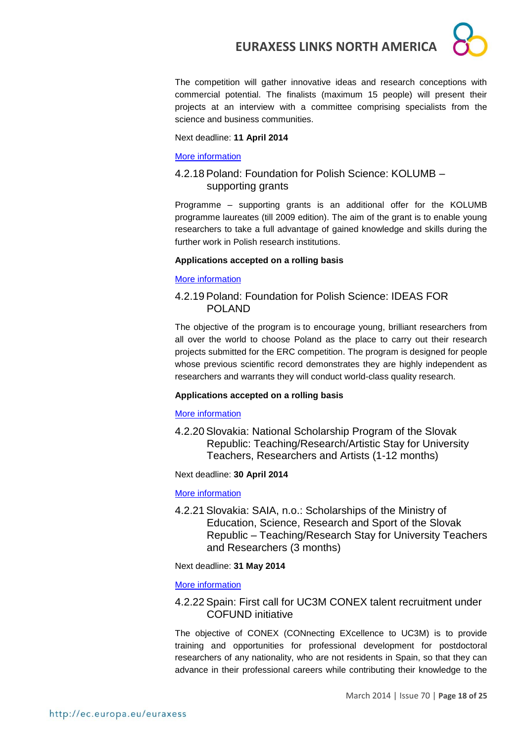The competition will gather innovative ideas and research conceptions with commercial potential. The finalists (maximum 15 people) will present their projects at an interview with a committee comprising specialists from the science and business communities.

Next deadline: **11 April 2014**

More information

### 4.2.18 Poland: Foundation for Polish Science: KOLUMB – supporting grants

Programme – supporting grants is an additional offer for the KOLUMB programme laureates (till 2009 edition). The aim of the grant is to enable young researchers to take a full advantage of gained knowledge and skills during the further work in Polish research institutions.

**Applications accepted on a rolling basis**

More information

### 4.2.19 Poland: Foundation for Polish Science: IDEAS FOR POLAND

The objective of the program is to encourage young, brilliant researchers from all over the world to choose Poland as the place to carry out their research projects submitted for the ERC competition. The program is designed for people whose previous scientific record demonstrates they are highly independent as researchers and warrants they will conduct world-class quality research.

**Applications accepted on a rolling basis**

More information

### 4.2.20 Slovakia: National Scholarship Program of the Slovak Republic: Teaching/Research/Artistic Stay for University Teachers, Researchers and Artists (1-12 months)

Next deadline: **30 April 2014**

More information

### 4.2.21 Slovakia: SAIA, n.o.: Scholarships of the Ministry of Education, Science, Research and Sport of the Slovak Republic – Teaching/Research Stay for University Teachers and Researchers (3 months)

Next deadline: **31 May 2014**

More information

### 4.2.22 Spain: First call for UC3M CONEX talent recruitment under COFUND initiative

The objective of CONEX (CONnecting EXcellence to UC3M) is to provide training and opportunities for professional development for postdoctoral researchers of any nationality, who are not residents in Spain, so that they can advance in their professional careers while contributing their knowledge to the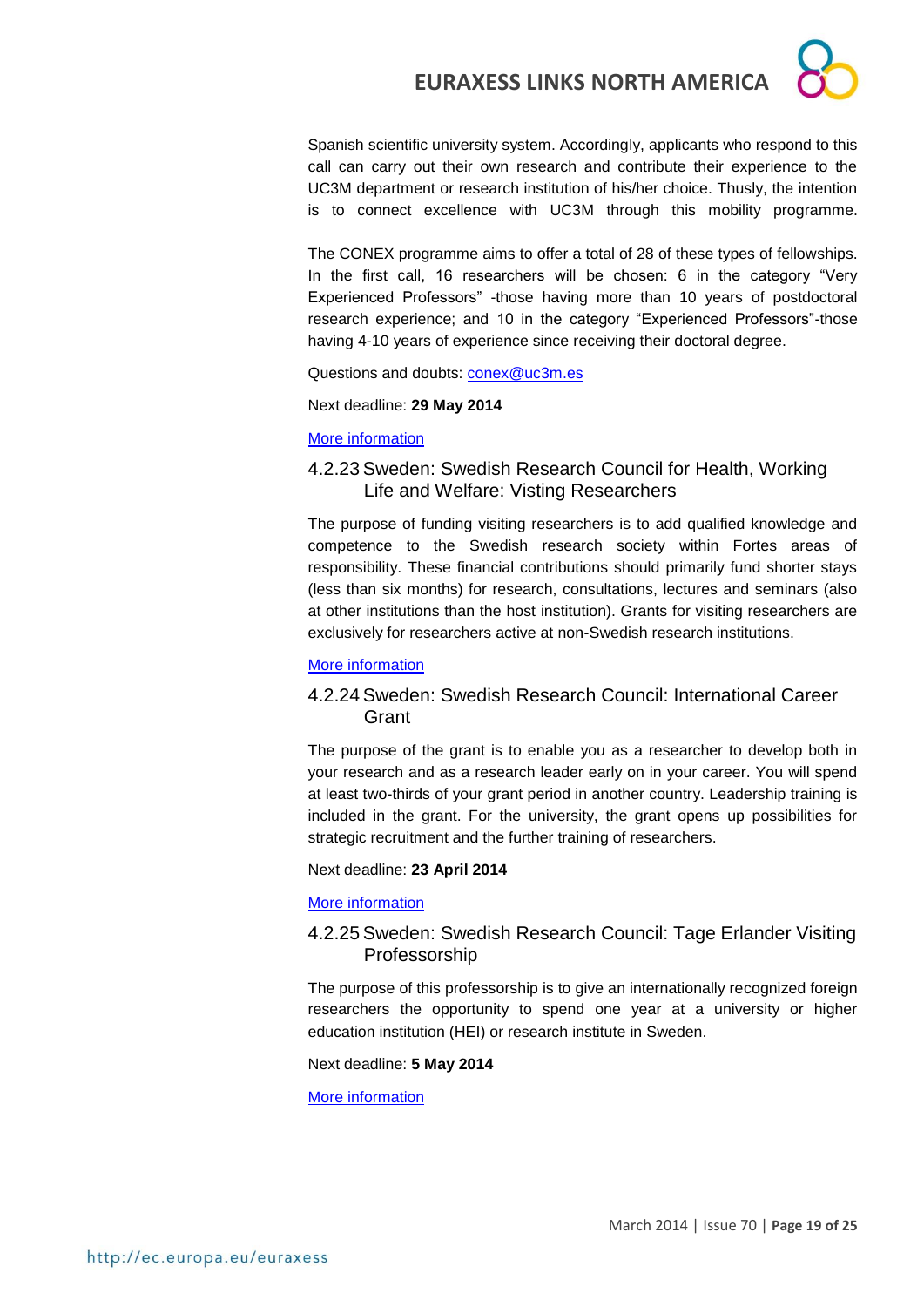Spanish scientific university system. Accordingly, applicants who respond to this call can carry out their own research and contribute their experience to the UC3M department or research institution of his/her choice. Thusly, the intention is to connect excellence with UC3M through this mobility programme.

The CONEX programme aims to offer a total of 28 of these types of fellowships. In the first call, 16 researchers will be chosen: 6 in the category "Very Experienced Professors" -those having more than 10 years of postdoctoral research experience; and 10 in the category "Experienced Professors"-those having 4-10 years of experience since receiving their doctoral degree.

Questions and doubts: conex@uc3m.es

Next deadline: **29 May 2014**

More information

### 4.2.23 Sweden: Swedish Research Council for Health, Working Life and Welfare: Visting Researchers

The purpose of funding visiting researchers is to add qualified knowledge and competence to the Swedish research society within Fortes areas of responsibility. These financial contributions should primarily fund shorter stays (less than six months) for research, consultations, lectures and seminars (also at other institutions than the host institution). Grants for visiting researchers are exclusively for researchers active at non-Swedish research institutions.

More information

### 4.2.24 Sweden: Swedish Research Council: International Career Grant

The purpose of the grant is to enable you as a researcher to develop both in your research and as a research leader early on in your career. You will spend at least two-thirds of your grant period in another country. Leadership training is included in the grant. For the university, the grant opens up possibilities for strategic recruitment and the further training of researchers.

Next deadline: **23 April 2014**

More information

### 4.2.25 Sweden: Swedish Research Council: Tage Erlander Visiting Professorship

The purpose of this professorship is to give an internationally recognized foreign researchers the opportunity to spend one year at a university or higher education institution (HEI) or research institute in Sweden.

Next deadline: **5 May 2014**

More information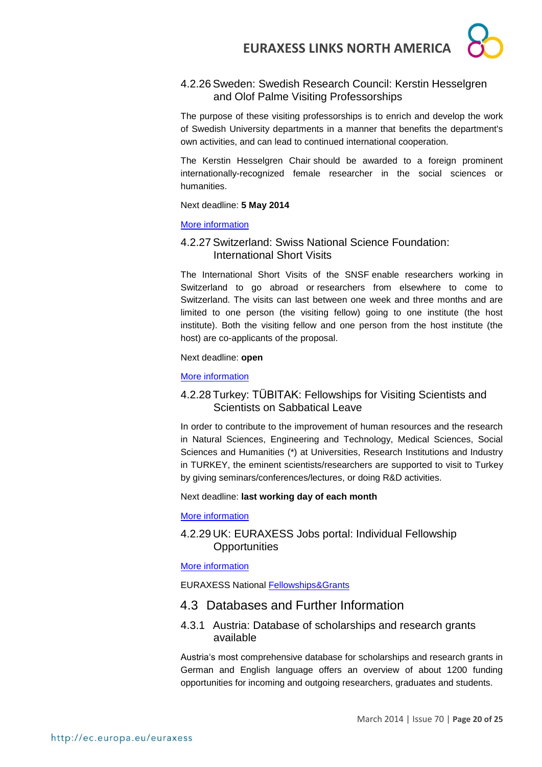#### 4.2.26 Sweden: Swedish Research Council: Kerstin Hesselgren and Olof Palme Visiting Professorships

The purpose of these visiting professorships is to enrich and develop the work of Swedish University departments in a manner that benefits the department's own activities, and can lead to continued international cooperation.

The Kerstin Hesselgren Chair should be awarded to a foreign prominent internationally-recognized female researcher in the social sciences or humanities.

Next deadline: **5 May 2014**

More information

#### 4.2.27 Switzerland: Swiss National Science Foundation: International Short Visits

The International Short Visits of the SNSF enable researchers working in Switzerland to go abroad or researchers from elsewhere to come to Switzerland. The visits can last between one week and three months and are limited to one person (the visiting fellow) going to one institute (the host institute). Both the visiting fellow and one person from the host institute (the host) are co-applicants of the proposal.

Next deadline: **open**

More information

#### 4.2.28 Turkey: TÜBITAK: Fellowships for Visiting Scientists and Scientists on Sabbatical Leave

In order to contribute to the improvement of human resources and the research in Natural Sciences, Engineering and Technology, Medical Sciences, Social Sciences and Humanities (*) at Universities, Research Institutions and Industry in TURKEY, the eminent scientists/researchers are supported to visit to Turkey by giving seminars/conferences/lectures, or doing R&D activities.

Next deadline: **last working day of each month**

More information

#### 4.2.29 UK: EURAXESS Jobs portal: Individual Fellowship Opportunities

More information

EURAXESS National Fellowships&Grants

### 4.3 Databases and Further Information

#### 4.3.1 Austria: Database of scholarships and research grants available

Austria's most comprehensive database for scholarships and research grants in German and English language offers an overview of about 1200 funding opportunities for incoming and outgoing researchers, graduates and students.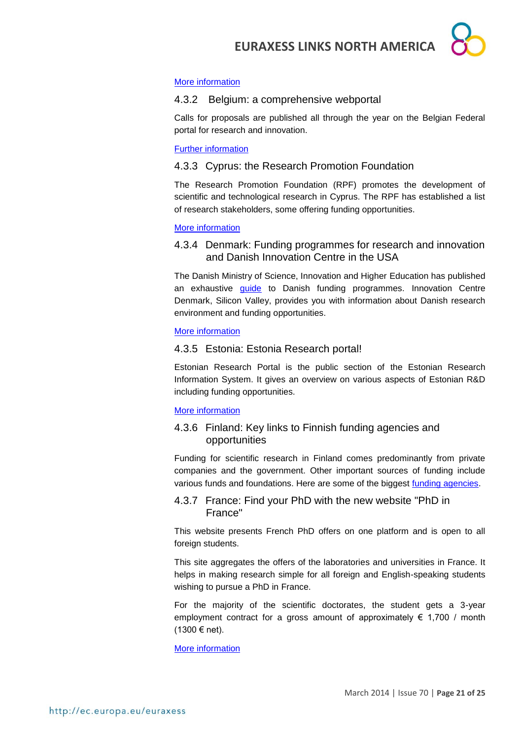More information

### 4.3.2 Belgium: a comprehensive webportal

Calls for proposals are published all through the year on the Belgian Federal portal for research and innovation.

Further information

### 4.3.3 Cyprus: the Research Promotion Foundation

The Research Promotion Foundation (RPF) promotes the development of scientific and technological research in Cyprus. The RPF has established a list of research stakeholders, some offering funding opportunities.

More information

### 4.3.4 Denmark: Funding programmes for research and innovation and Danish Innovation Centre in the USA

The Danish Ministry of Science, Innovation and Higher Education has published an exhaustive guide to Danish funding programmes. Innovation Centre Denmark, Silicon Valley, provides you with information about Danish research environment and funding opportunities.

More information

### 4.3.5 Estonia: Estonia Research portal!

Estonian Research Portal is the public section of the Estonian Research Information System. It gives an overview on various aspects of Estonian R&D including funding opportunities.

More information

### 4.3.6 Finland: Key links to Finnish funding agencies and opportunities

Funding for scientific research in Finland comes predominantly from private companies and the government. Other important sources of funding include various funds and foundations. Here are some of the biggest funding agencies.

### 4.3.7 France: Find your PhD with the new website "PhD in France"

This website presents French PhD offers on one platform and is open to all foreign students.

This site aggregates the offers of the laboratories and universities in France. It helps in making research simple for all foreign and English-speaking students wishing to pursue a PhD in France.

For the majority of the scientific doctorates, the student gets a 3-year employment contract for a gross amount of approximately € 1,700 / month (1300 € net).

More information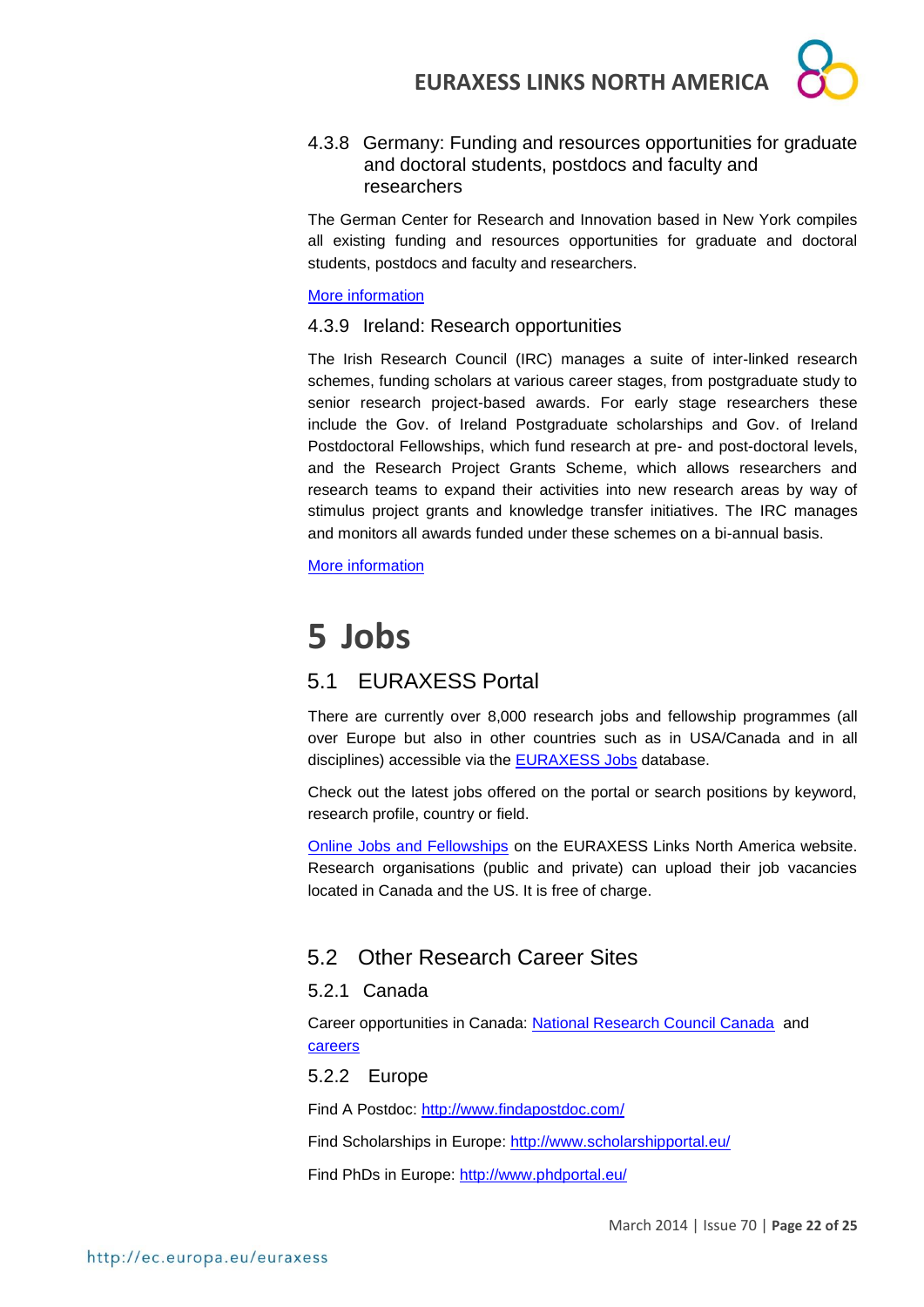#### 4.3.8 Germany: Funding and resources opportunities for graduate and doctoral students, postdocs and faculty and researchers

The German Center for Research and Innovation based in New York compiles all existing funding and resources opportunities for graduate and doctoral students, postdocs and faculty and researchers.

More information

#### 4.3.9 Ireland: Research opportunities

The Irish Research Council (IRC) manages a suite of inter-linked research schemes, funding scholars at various career stages, from postgraduate study to senior research project-based awards. For early stage researchers these include the Gov. of Ireland Postgraduate scholarships and Gov. of Ireland Postdoctoral Fellowships, which fund research at pre- and post-doctoral levels, and the Research Project Grants Scheme, which allows researchers and research teams to expand their activities into new research areas by way of stimulus project grants and knowledge transfer initiatives. The IRC manages and monitors all awards funded under these schemes on a bi-annual basis.

More information

# 5 Jobs

## 5.1 EURAXESS Portal

There are currently over 8,000 research jobs and fellowship programmes (all over Europe but also in other countries such as in USA/Canada and in all disciplines) accessible via the EURAXESS Jobs database.

Check out the latest jobs offered on the portal or search positions by keyword, research profile, country or field.

Online Jobs and Fellowships on the EURAXESS Links North America website. Research organisations (public and private) can upload their job vacancies located in Canada and the US. It is free of charge.

## 5.2 Other Research Career Sites

### 5.2.1 Canada

Career opportunities in Canada: National Research Council Canada and careers

### 5.2.2 Europe

Find A Postdoc: http://www.findapostdoc.com/

Find Scholarships in Europe: http://www.scholarshipportal.eu/

Find PhDs in Europe: http://www.phdportal.eu/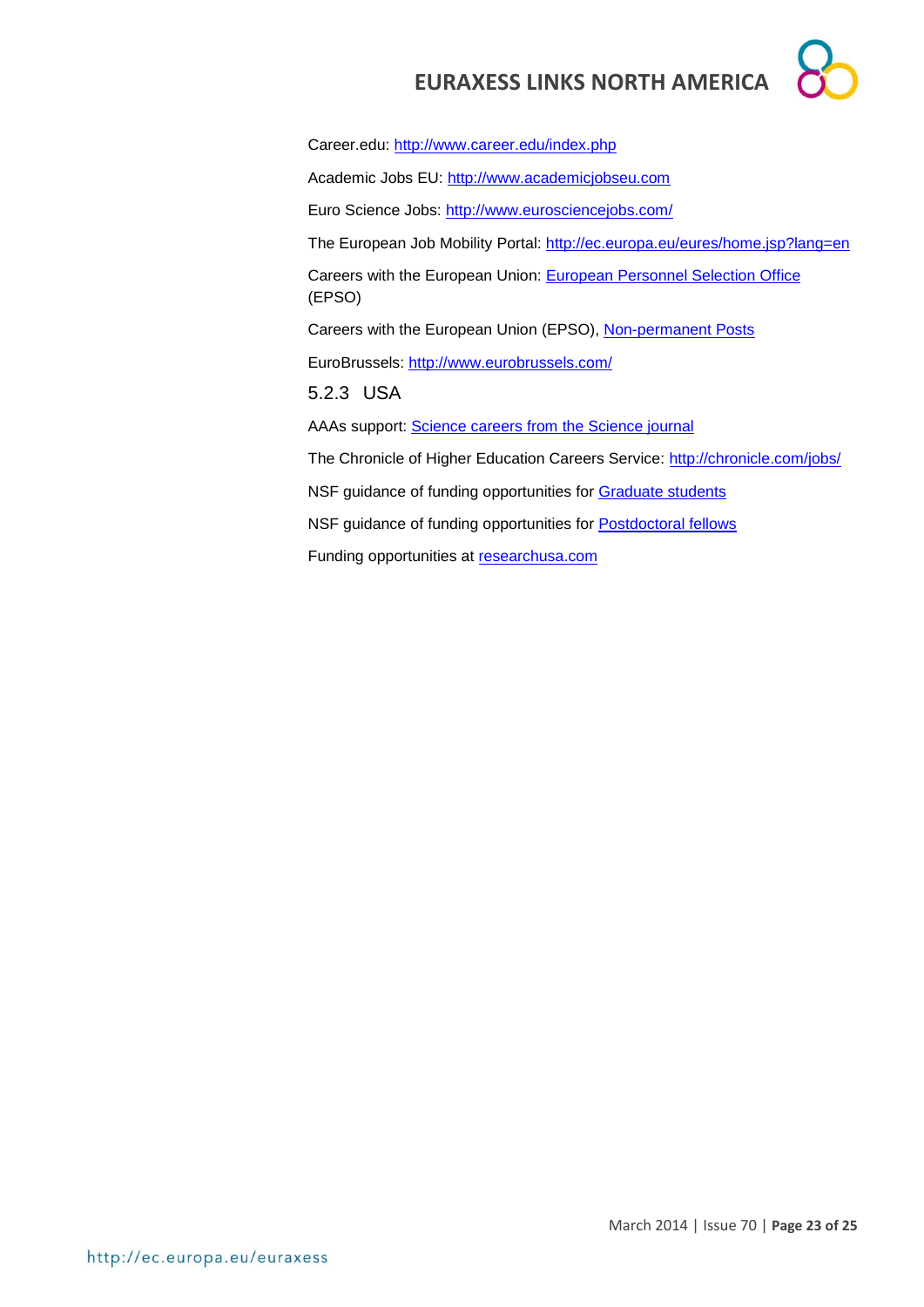Career.edu: [http://www.career.edu/index.php](http://www.career.edu/index.php)

Academic Jobs EU: [http://www.academicjobseu.com](http://www.academicjobseu.com)

Euro Science Jobs: [http://www.eurosciencejobs.com/](http://www.eurosciencejobs.com/)

The European Job Mobility Portal: [http://ec.europa.eu/eures/home.jsp?lang=en](http://ec.europa.eu/eures/home.jsp?lang=en)

Careers with the European Union: European Personnel Selection Office (EPSO)

Careers with the European Union (EPSO), Non-permanent Posts

EuroBrussels: [http://www.eurobrussels.com/](http://www.eurobrussels.com/)

### 5.2.3 USA

AAAs support: Science careers from the Science journal

The Chronicle of Higher Education Careers Service: [http://chronicle.com/jobs/](http://chronicle.com/jobs/)

NSF guidance of funding opportunities for Graduate students

NSF guidance of funding opportunities for Postdoctoral fellows

Funding opportunities at researchusa.com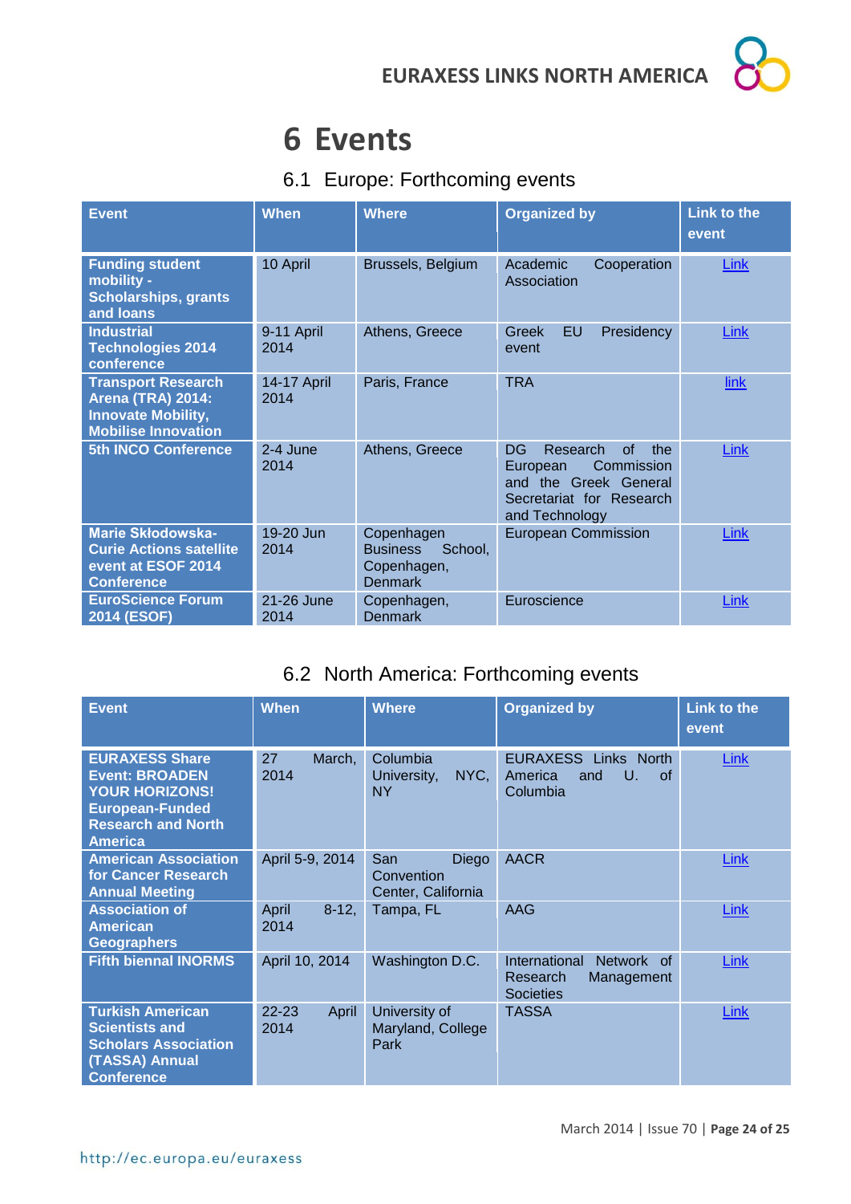# 6 Events

## 6.1 Europe: Forthcoming events

| Event | When | Where | Organized by | Link to the event |
|---|---|---|---|---|
| **Funding student mobility - Scholarships, grants and loans** | 10 April | Brussels, Belgium | Academic Cooperation Association | Link |
| **Industrial Technologies 2014 conference** | 9-11 April 2014 | Athens, Greece | Greek EU Presidency event | Link |
| **Transport Research Arena (TRA) 2014: Innovate Mobility, Mobilise Innovation** | 14-17 April 2014 | Paris, France | TRA | link |
| **5th INCO Conference** | 2-4 June 2014 | Athens, Greece | DG Research of the European Commission and the Greek General Secretariat for Research and Technology | Link |
| **Marie Skłodowska-Curie Actions satellite event at ESOF 2014 Conference** | 19-20 Jun 2014 | Copenhagen Business School, Copenhagen, Denmark | European Commission | Link |
| **EuroScience Forum 2014 (ESOF)** | 21-26 June 2014 | Copenhagen, Denmark | Euroscience | Link |

## 6.2 North America: Forthcoming events

| Event | When | Where | Organized by | Link to the event |
|---|---|---|---|---|
| **EURAXESS Share Event: BROADEN YOUR HORIZONS! European-Funded Research and North America** | 27 March, 2014 | Columbia University, NYC, NY | EURAXESS Links North America and U. of Columbia | Link |
| **American Association for Cancer Research Annual Meeting** | April 5-9, 2014 | San Diego Convention Center, California | AACR | Link |
| **Association of American Geographers** | April 8-12, 2014 | Tampa, FL | AAG | Link |
| **Fifth biennal INORMS** | April 10, 2014 | Washington D.C. | International Network of Research Management Societies | Link |
| **Turkish American Scientists and Scholars Association (TASSA) Annual Conference** | 22-23 April 2014 | University of Maryland, College Park | TASSA | Link |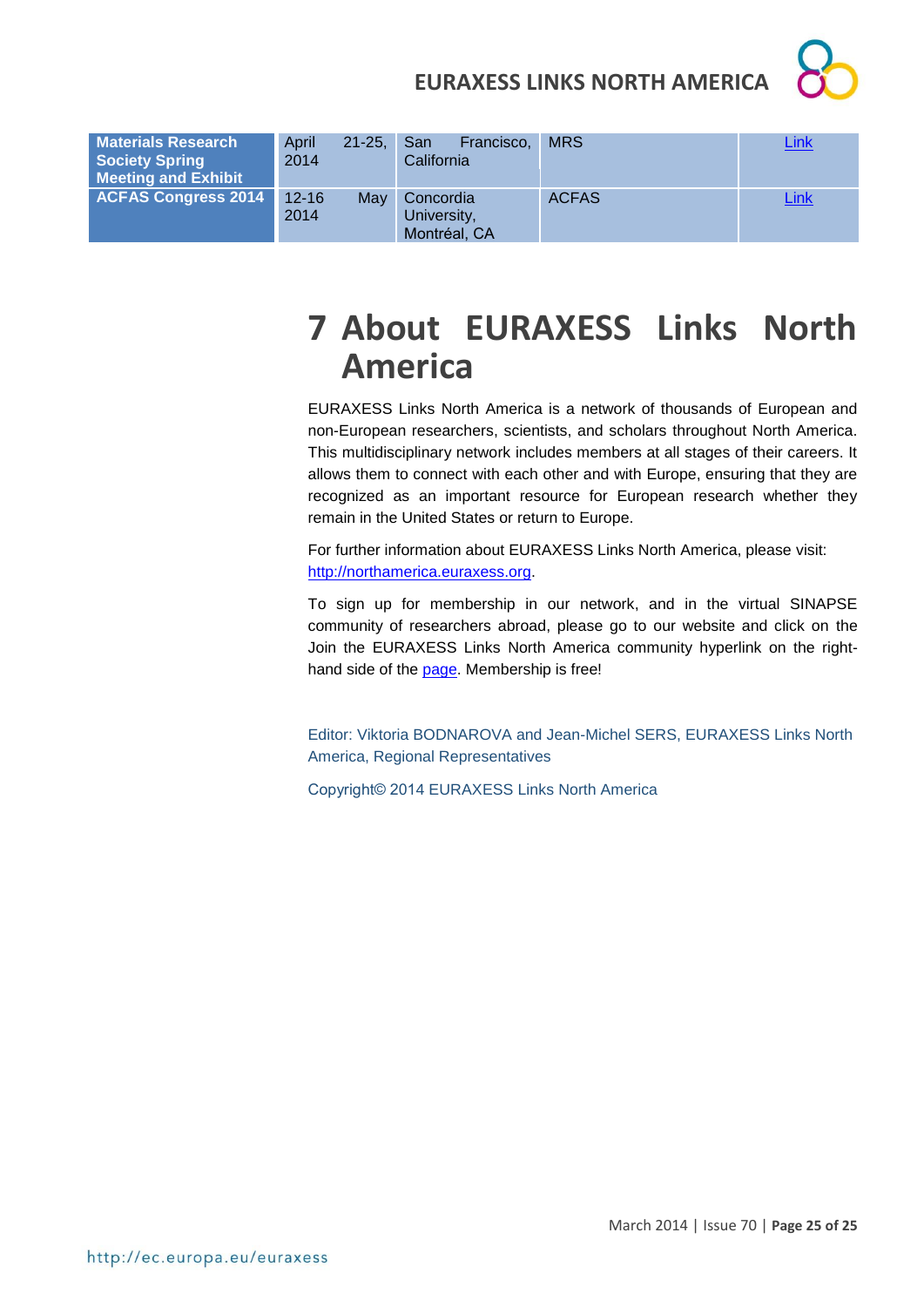| | | | | |
|---|---|---|---|---|
| **Materials Research Society Spring Meeting and Exhibit** | April 21-25, 2014 | San Francisco, California | MRS | Link |
| **ACFAS Congress 2014** | 12-16 May 2014 | Concordia University, Montréal, CA | ACFAS | Link |

# 7 About EURAXESS Links North America

EURAXESS Links North America is a network of thousands of European and non-European researchers, scientists, and scholars throughout North America. This multidisciplinary network includes members at all stages of their careers. It allows them to connect with each other and with Europe, ensuring that they are recognized as an important resource for European research whether they remain in the United States or return to Europe.

For further information about EURAXESS Links North America, please visit: http://northamerica.euraxess.org.

To sign up for membership in our network, and in the virtual SINAPSE community of researchers abroad, please go to our website and click on the Join the EURAXESS Links North America community hyperlink on the right-hand side of the page. Membership is free!

Editor: Viktoria BODNAROVA and Jean-Michel SERS, EURAXESS Links North America, Regional Representatives

Copyright© 2014 EURAXESS Links North America